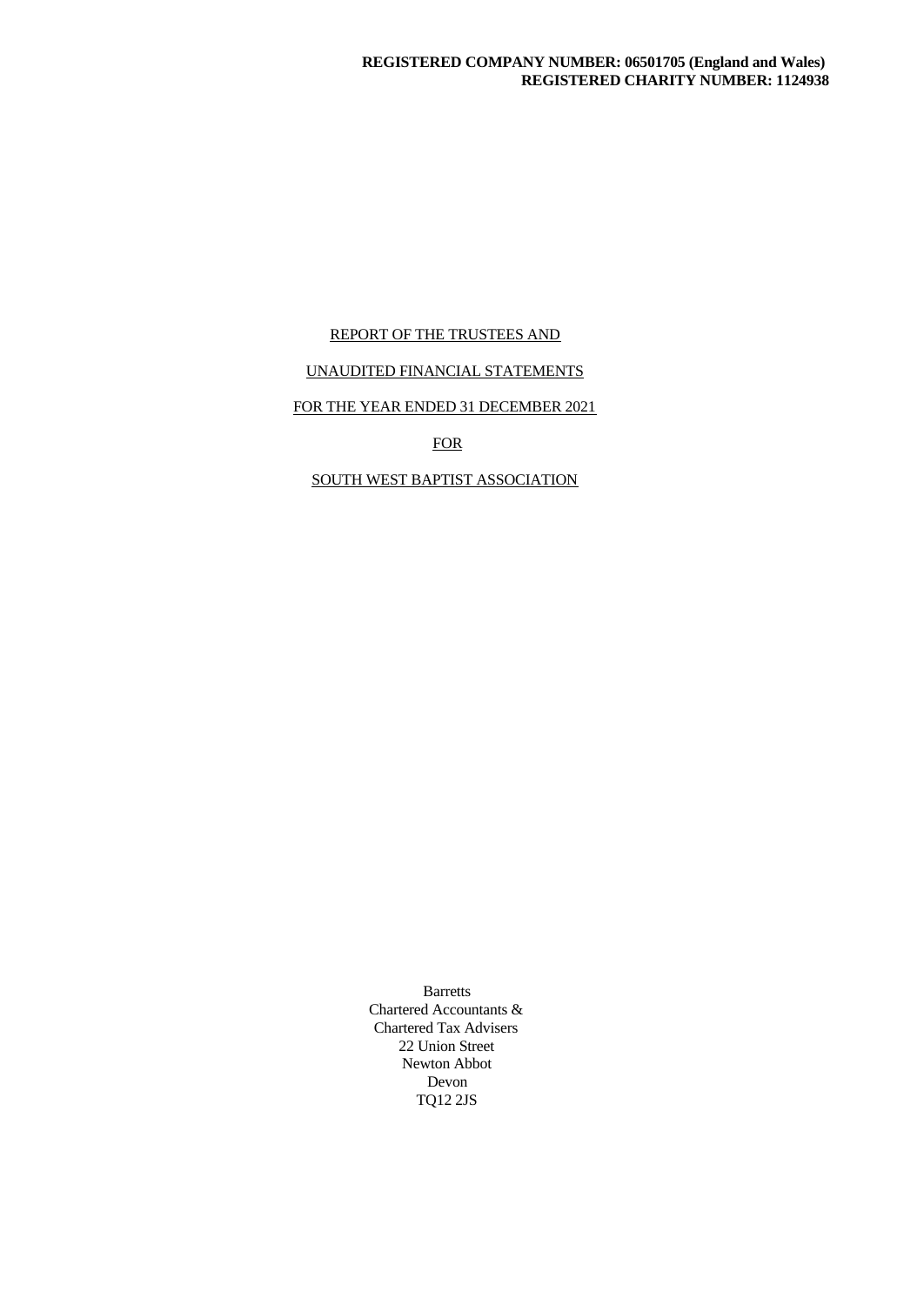**REGISTERED COMPANY NUMBER: 06501705 (England and Wales)**
**REGISTERED CHARITY NUMBER: 1124938**

REPORT OF THE TRUSTEES AND

UNAUDITED FINANCIAL STATEMENTS

FOR THE YEAR ENDED 31 DECEMBER 2021

FOR

SOUTH WEST BAPTIST ASSOCIATION

Barretts
Chartered Accountants &
Chartered Tax Advisers
22 Union Street
Newton Abbot
Devon
TQ12 2JS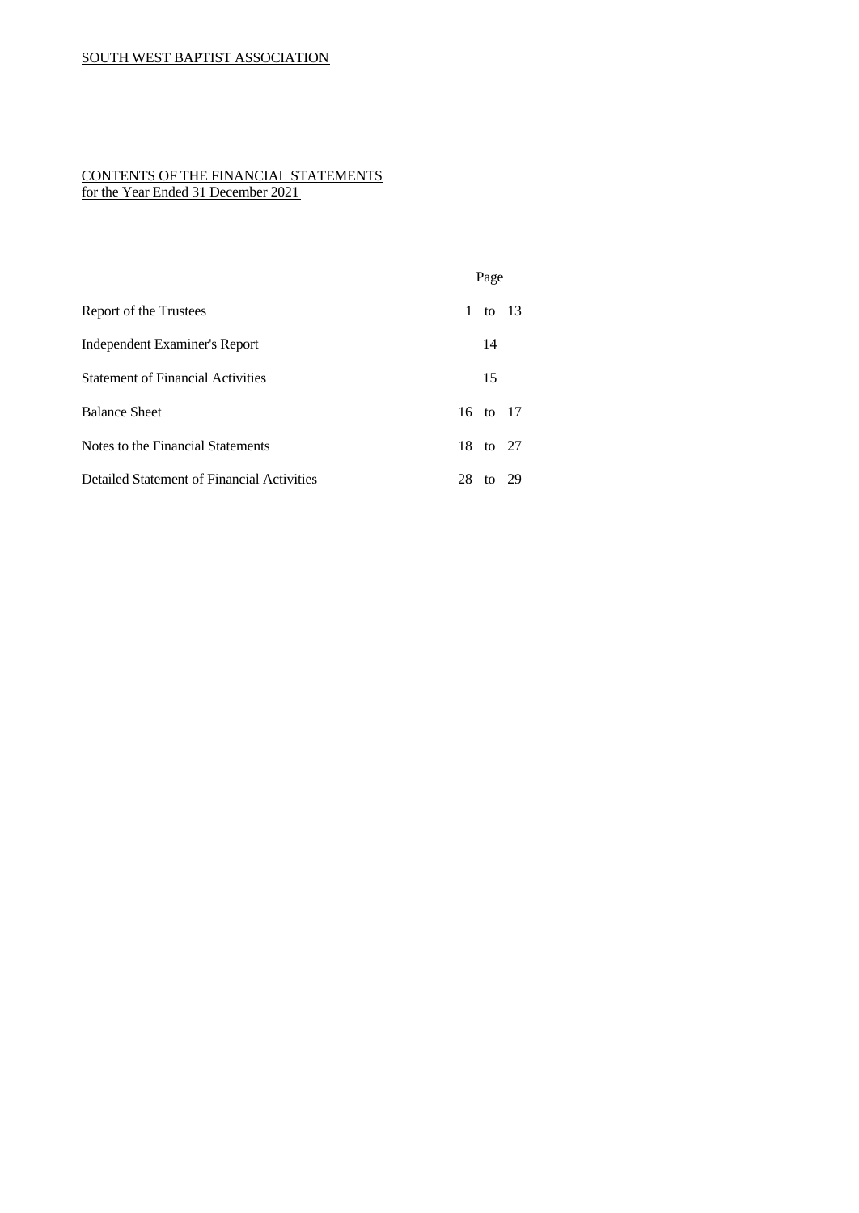SOUTH WEST BAPTIST ASSOCIATION

## CONTENTS OF THE FINANCIAL STATEMENTS
for the Year Ended 31 December 2021

| | Page |
|---|---|
| Report of the Trustees | 1 to 13 |
| Independent Examiner's Report | 14 |
| Statement of Financial Activities | 15 |
| Balance Sheet | 16 to 17 |
| Notes to the Financial Statements | 18 to 27 |
| Detailed Statement of Financial Activities | 28 to 29 |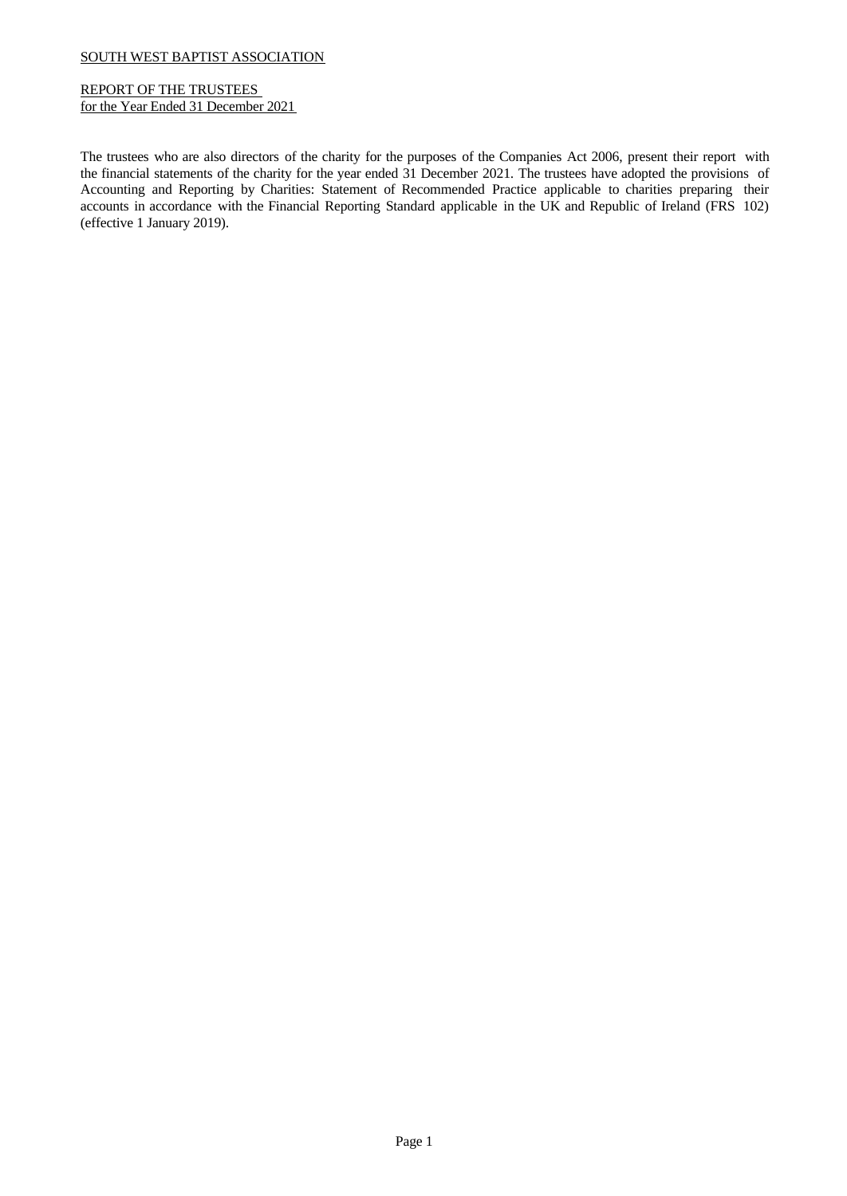SOUTH WEST BAPTIST ASSOCIATION

REPORT OF THE TRUSTEES
for the Year Ended 31 December 2021

The trustees who are also directors of the charity for the purposes of the Companies Act 2006, present their report with the financial statements of the charity for the year ended 31 December 2021. The trustees have adopted the provisions of Accounting and Reporting by Charities: Statement of Recommended Practice applicable to charities preparing their accounts in accordance with the Financial Reporting Standard applicable in the UK and Republic of Ireland (FRS 102) (effective 1 January 2019).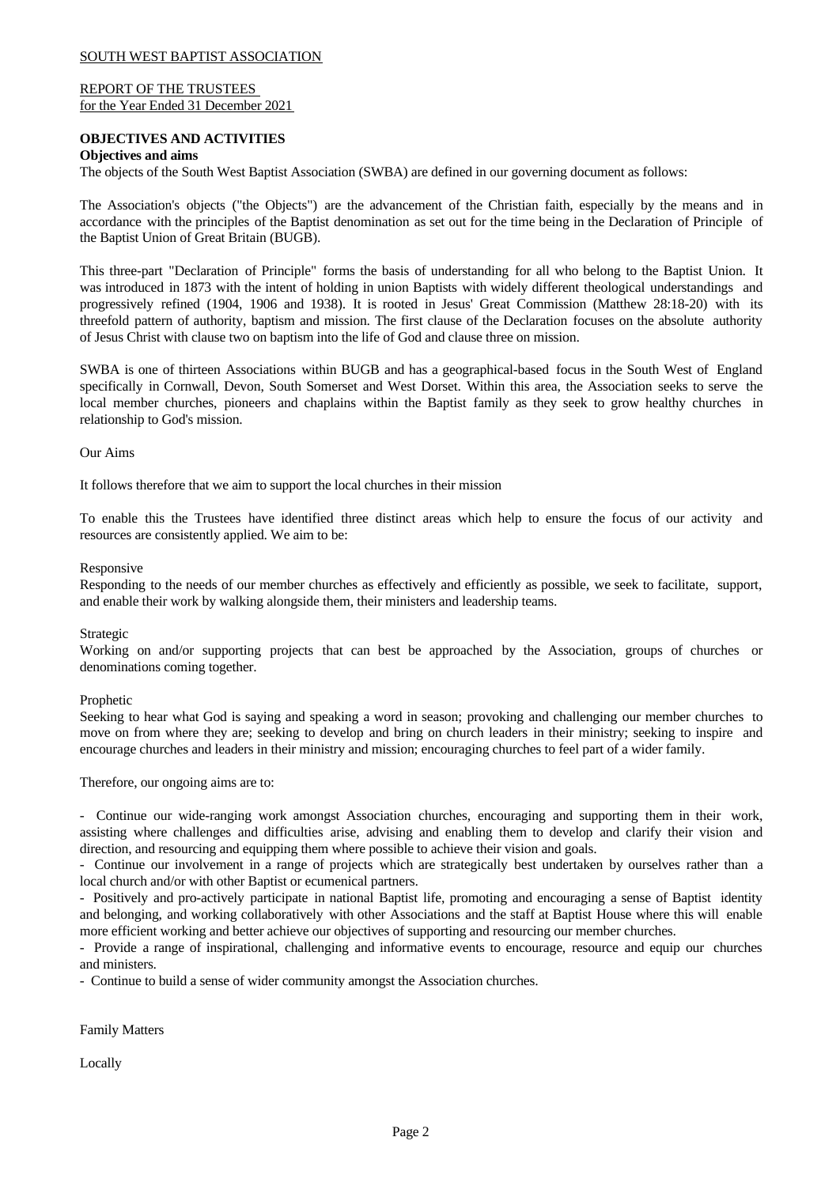## OBJECTIVES AND ACTIVITIES

### Objectives and aims

The objects of the South West Baptist Association (SWBA) are defined in our governing document as follows:

The Association's objects ("the Objects") are the advancement of the Christian faith, especially by the means and in accordance with the principles of the Baptist denomination as set out for the time being in the Declaration of Principle of the Baptist Union of Great Britain (BUGB).

This three-part "Declaration of Principle" forms the basis of understanding for all who belong to the Baptist Union. It was introduced in 1873 with the intent of holding in union Baptists with widely different theological understandings and progressively refined (1904, 1906 and 1938). It is rooted in Jesus' Great Commission (Matthew 28:18-20) with its threefold pattern of authority, baptism and mission. The first clause of the Declaration focuses on the absolute authority of Jesus Christ with clause two on baptism into the life of God and clause three on mission.

SWBA is one of thirteen Associations within BUGB and has a geographical-based focus in the South West of England specifically in Cornwall, Devon, South Somerset and West Dorset. Within this area, the Association seeks to serve the local member churches, pioneers and chaplains within the Baptist family as they seek to grow healthy churches in relationship to God's mission.

Our Aims

It follows therefore that we aim to support the local churches in their mission

To enable this the Trustees have identified three distinct areas which help to ensure the focus of our activity and resources are consistently applied. We aim to be:

Responsive
Responding to the needs of our member churches as effectively and efficiently as possible, we seek to facilitate, support, and enable their work by walking alongside them, their ministers and leadership teams.

Strategic
Working on and/or supporting projects that can best be approached by the Association, groups of churches or denominations coming together.

Prophetic
Seeking to hear what God is saying and speaking a word in season; provoking and challenging our member churches to move on from where they are; seeking to develop and bring on church leaders in their ministry; seeking to inspire and encourage churches and leaders in their ministry and mission; encouraging churches to feel part of a wider family.

Therefore, our ongoing aims are to:

- Continue our wide-ranging work amongst Association churches, encouraging and supporting them in their work, assisting where challenges and difficulties arise, advising and enabling them to develop and clarify their vision and direction, and resourcing and equipping them where possible to achieve their vision and goals.
- Continue our involvement in a range of projects which are strategically best undertaken by ourselves rather than a local church and/or with other Baptist or ecumenical partners.
- Positively and pro-actively participate in national Baptist life, promoting and encouraging a sense of Baptist identity and belonging, and working collaboratively with other Associations and the staff at Baptist House where this will enable more efficient working and better achieve our objectives of supporting and resourcing our member churches.
- Provide a range of inspirational, challenging and informative events to encourage, resource and equip our churches and ministers.
- Continue to build a sense of wider community amongst the Association churches.

Family Matters

Locally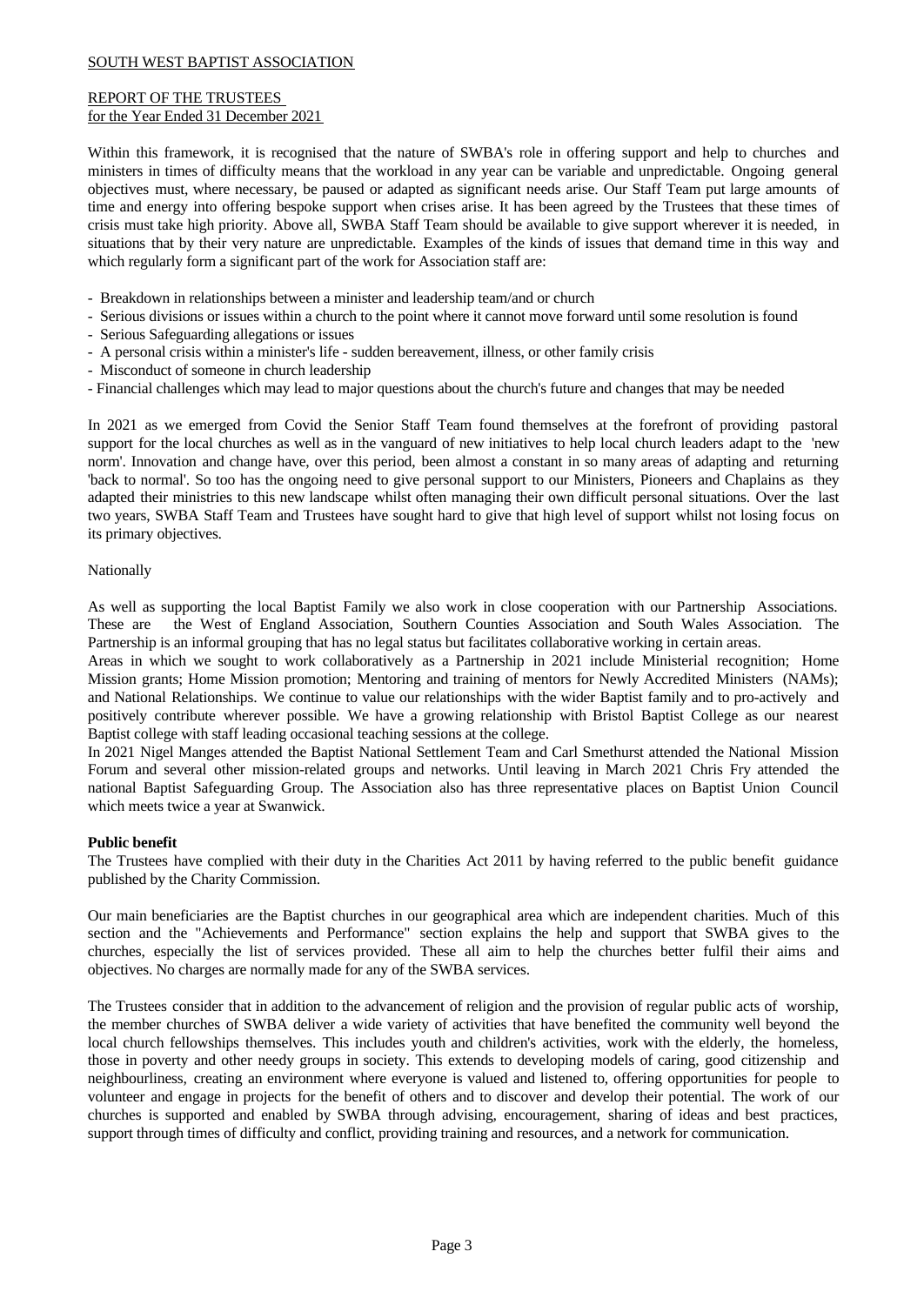Within this framework, it is recognised that the nature of SWBA's role in offering support and help to churches and ministers in times of difficulty means that the workload in any year can be variable and unpredictable. Ongoing general objectives must, where necessary, be paused or adapted as significant needs arise. Our Staff Team put large amounts of time and energy into offering bespoke support when crises arise. It has been agreed by the Trustees that these times of crisis must take high priority. Above all, SWBA Staff Team should be available to give support wherever it is needed, in situations that by their very nature are unpredictable. Examples of the kinds of issues that demand time in this way and which regularly form a significant part of the work for Association staff are:

- Breakdown in relationships between a minister and leadership team/and or church
- Serious divisions or issues within a church to the point where it cannot move forward until some resolution is found
- Serious Safeguarding allegations or issues
- A personal crisis within a minister's life - sudden bereavement, illness, or other family crisis
- Misconduct of someone in church leadership
- Financial challenges which may lead to major questions about the church's future and changes that may be needed

In 2021 as we emerged from Covid the Senior Staff Team found themselves at the forefront of providing pastoral support for the local churches as well as in the vanguard of new initiatives to help local church leaders adapt to the 'new norm'. Innovation and change have, over this period, been almost a constant in so many areas of adapting and returning 'back to normal'. So too has the ongoing need to give personal support to our Ministers, Pioneers and Chaplains as they adapted their ministries to this new landscape whilst often managing their own difficult personal situations. Over the last two years, SWBA Staff Team and Trustees have sought hard to give that high level of support whilst not losing focus on its primary objectives.

Nationally

As well as supporting the local Baptist Family we also work in close cooperation with our Partnership Associations. These are the West of England Association, Southern Counties Association and South Wales Association. The Partnership is an informal grouping that has no legal status but facilitates collaborative working in certain areas.

Areas in which we sought to work collaboratively as a Partnership in 2021 include Ministerial recognition; Home Mission grants; Home Mission promotion; Mentoring and training of mentors for Newly Accredited Ministers (NAMs); and National Relationships. We continue to value our relationships with the wider Baptist family and to pro-actively and positively contribute wherever possible. We have a growing relationship with Bristol Baptist College as our nearest Baptist college with staff leading occasional teaching sessions at the college.

In 2021 Nigel Manges attended the Baptist National Settlement Team and Carl Smethurst attended the National Mission Forum and several other mission-related groups and networks. Until leaving in March 2021 Chris Fry attended the national Baptist Safeguarding Group. The Association also has three representative places on Baptist Union Council which meets twice a year at Swanwick.

**Public benefit**

The Trustees have complied with their duty in the Charities Act 2011 by having referred to the public benefit guidance published by the Charity Commission.

Our main beneficiaries are the Baptist churches in our geographical area which are independent charities. Much of this section and the "Achievements and Performance" section explains the help and support that SWBA gives to the churches, especially the list of services provided. These all aim to help the churches better fulfil their aims and objectives. No charges are normally made for any of the SWBA services.

The Trustees consider that in addition to the advancement of religion and the provision of regular public acts of worship, the member churches of SWBA deliver a wide variety of activities that have benefited the community well beyond the local church fellowships themselves. This includes youth and children's activities, work with the elderly, the homeless, those in poverty and other needy groups in society. This extends to developing models of caring, good citizenship and neighbourliness, creating an environment where everyone is valued and listened to, offering opportunities for people to volunteer and engage in projects for the benefit of others and to discover and develop their potential. The work of our churches is supported and enabled by SWBA through advising, encouragement, sharing of ideas and best practices, support through times of difficulty and conflict, providing training and resources, and a network for communication.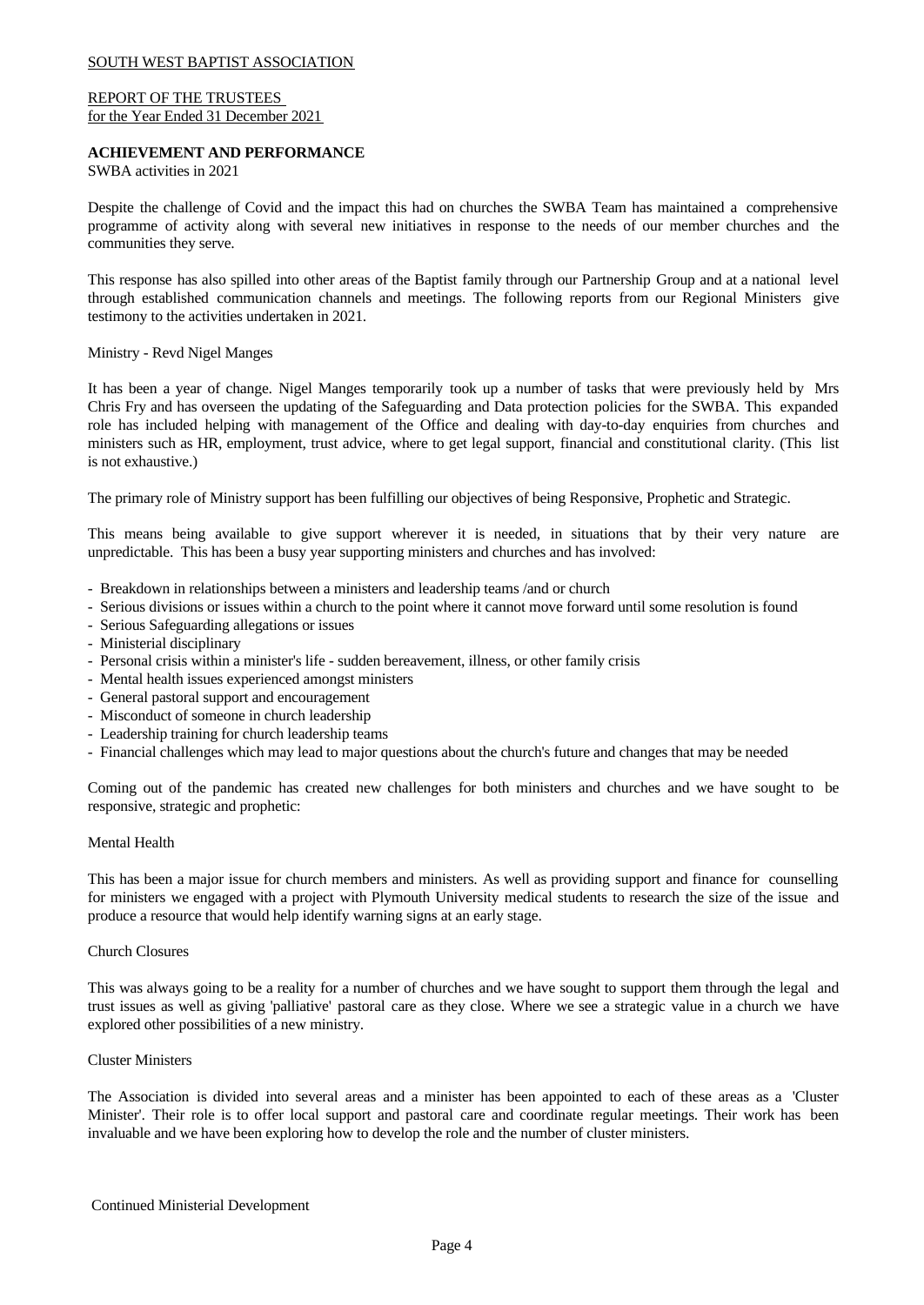SOUTH WEST BAPTIST ASSOCIATION

REPORT OF THE TRUSTEES
for the Year Ended 31 December 2021

**ACHIEVEMENT AND PERFORMANCE**

SWBA activities in 2021

Despite the challenge of Covid and the impact this had on churches the SWBA Team has maintained a comprehensive programme of activity along with several new initiatives in response to the needs of our member churches and the communities they serve.

This response has also spilled into other areas of the Baptist family through our Partnership Group and at a national level through established communication channels and meetings. The following reports from our Regional Ministers give testimony to the activities undertaken in 2021.

Ministry - Revd Nigel Manges

It has been a year of change. Nigel Manges temporarily took up a number of tasks that were previously held by Mrs Chris Fry and has overseen the updating of the Safeguarding and Data protection policies for the SWBA. This expanded role has included helping with management of the Office and dealing with day-to-day enquiries from churches and ministers such as HR, employment, trust advice, where to get legal support, financial and constitutional clarity. (This list is not exhaustive.)

The primary role of Ministry support has been fulfilling our objectives of being Responsive, Prophetic and Strategic.

This means being available to give support wherever it is needed, in situations that by their very nature are unpredictable. This has been a busy year supporting ministers and churches and has involved:

- Breakdown in relationships between a ministers and leadership teams /and or church
- Serious divisions or issues within a church to the point where it cannot move forward until some resolution is found
- Serious Safeguarding allegations or issues
- Ministerial disciplinary
- Personal crisis within a minister's life - sudden bereavement, illness, or other family crisis
- Mental health issues experienced amongst ministers
- General pastoral support and encouragement
- Misconduct of someone in church leadership
- Leadership training for church leadership teams
- Financial challenges which may lead to major questions about the church's future and changes that may be needed

Coming out of the pandemic has created new challenges for both ministers and churches and we have sought to be responsive, strategic and prophetic:

Mental Health

This has been a major issue for church members and ministers. As well as providing support and finance for counselling for ministers we engaged with a project with Plymouth University medical students to research the size of the issue and produce a resource that would help identify warning signs at an early stage.

Church Closures

This was always going to be a reality for a number of churches and we have sought to support them through the legal and trust issues as well as giving 'palliative' pastoral care as they close. Where we see a strategic value in a church we have explored other possibilities of a new ministry.

Cluster Ministers

The Association is divided into several areas and a minister has been appointed to each of these areas as a 'Cluster Minister'. Their role is to offer local support and pastoral care and coordinate regular meetings. Their work has been invaluable and we have been exploring how to develop the role and the number of cluster ministers.

Continued Ministerial Development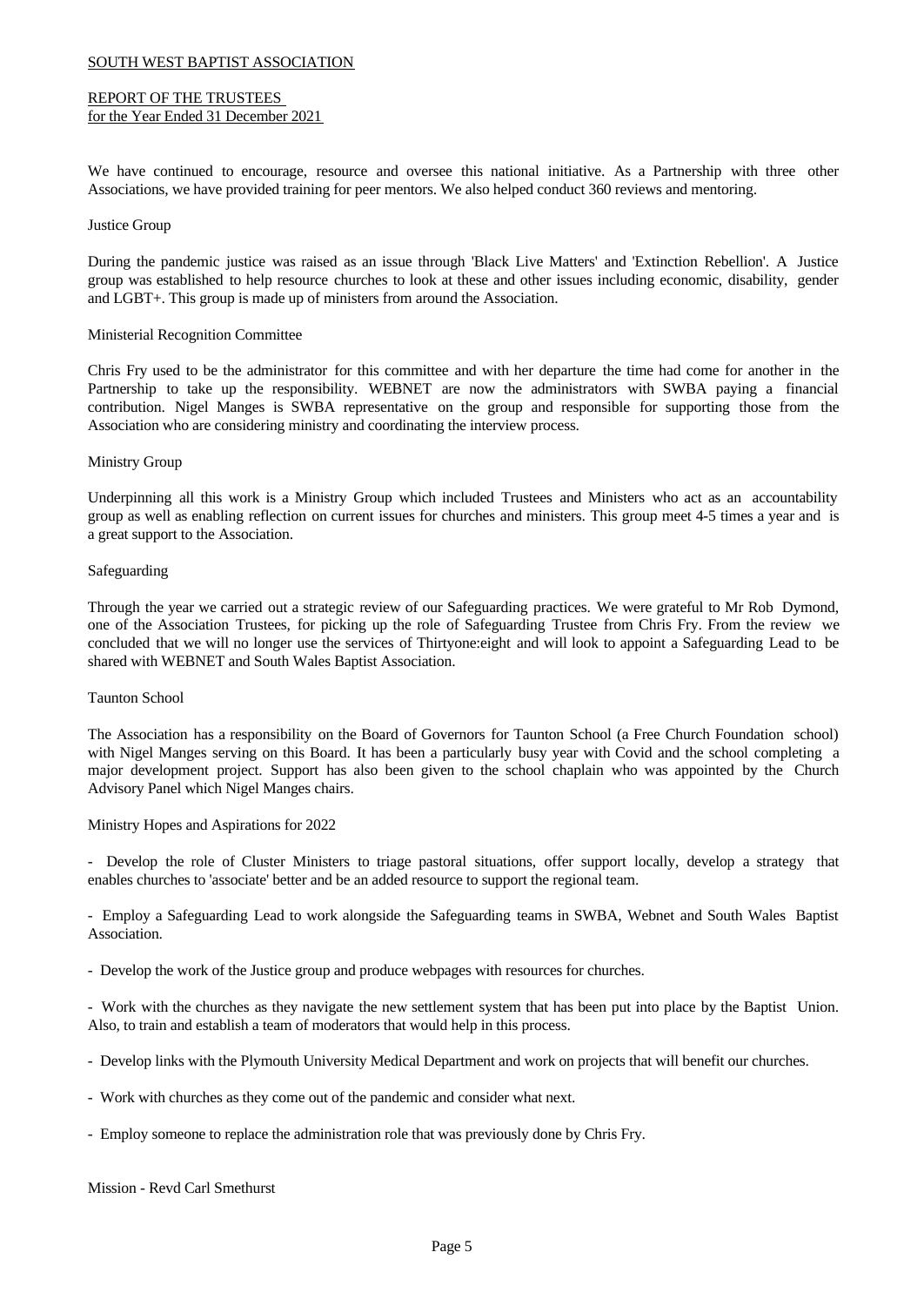We have continued to encourage, resource and oversee this national initiative. As a Partnership with three other Associations, we have provided training for peer mentors. We also helped conduct 360 reviews and mentoring.

### Justice Group

During the pandemic justice was raised as an issue through 'Black Live Matters' and 'Extinction Rebellion'. A Justice group was established to help resource churches to look at these and other issues including economic, disability, gender and LGBT+. This group is made up of ministers from around the Association.

### Ministerial Recognition Committee

Chris Fry used to be the administrator for this committee and with her departure the time had come for another in the Partnership to take up the responsibility. WEBNET are now the administrators with SWBA paying a financial contribution. Nigel Manges is SWBA representative on the group and responsible for supporting those from the Association who are considering ministry and coordinating the interview process.

### Ministry Group

Underpinning all this work is a Ministry Group which included Trustees and Ministers who act as an accountability group as well as enabling reflection on current issues for churches and ministers. This group meet 4-5 times a year and is a great support to the Association.

### Safeguarding

Through the year we carried out a strategic review of our Safeguarding practices. We were grateful to Mr Rob Dymond, one of the Association Trustees, for picking up the role of Safeguarding Trustee from Chris Fry. From the review we concluded that we will no longer use the services of Thirtyone:eight and will look to appoint a Safeguarding Lead to be shared with WEBNET and South Wales Baptist Association.

### Taunton School

The Association has a responsibility on the Board of Governors for Taunton School (a Free Church Foundation school) with Nigel Manges serving on this Board. It has been a particularly busy year with Covid and the school completing a major development project. Support has also been given to the school chaplain who was appointed by the Church Advisory Panel which Nigel Manges chairs.

### Ministry Hopes and Aspirations for 2022

- Develop the role of Cluster Ministers to triage pastoral situations, offer support locally, develop a strategy that enables churches to 'associate' better and be an added resource to support the regional team.

- Employ a Safeguarding Lead to work alongside the Safeguarding teams in SWBA, Webnet and South Wales Baptist Association.

- Develop the work of the Justice group and produce webpages with resources for churches.

- Work with the churches as they navigate the new settlement system that has been put into place by the Baptist Union. Also, to train and establish a team of moderators that would help in this process.

- Develop links with the Plymouth University Medical Department and work on projects that will benefit our churches.

- Work with churches as they come out of the pandemic and consider what next.

- Employ someone to replace the administration role that was previously done by Chris Fry.

### Mission - Revd Carl Smethurst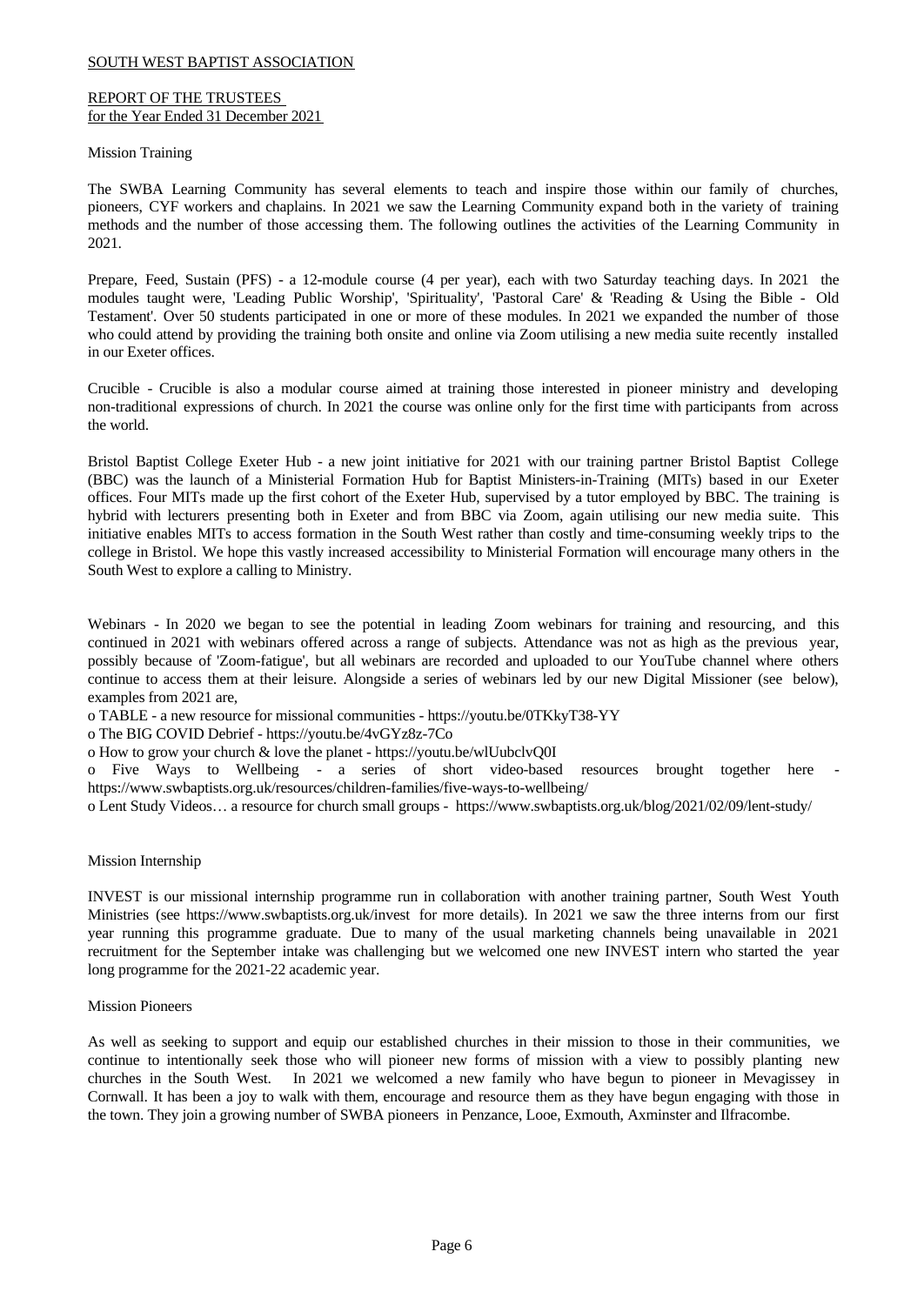## Mission Training

The SWBA Learning Community has several elements to teach and inspire those within our family of churches, pioneers, CYF workers and chaplains. In 2021 we saw the Learning Community expand both in the variety of training methods and the number of those accessing them. The following outlines the activities of the Learning Community in 2021.

Prepare, Feed, Sustain (PFS) - a 12-module course (4 per year), each with two Saturday teaching days. In 2021 the modules taught were, 'Leading Public Worship', 'Spirituality', 'Pastoral Care' & 'Reading & Using the Bible - Old Testament'. Over 50 students participated in one or more of these modules. In 2021 we expanded the number of those who could attend by providing the training both onsite and online via Zoom utilising a new media suite recently installed in our Exeter offices.

Crucible - Crucible is also a modular course aimed at training those interested in pioneer ministry and developing non-traditional expressions of church. In 2021 the course was online only for the first time with participants from across the world.

Bristol Baptist College Exeter Hub - a new joint initiative for 2021 with our training partner Bristol Baptist College (BBC) was the launch of a Ministerial Formation Hub for Baptist Ministers-in-Training (MITs) based in our Exeter offices. Four MITs made up the first cohort of the Exeter Hub, supervised by a tutor employed by BBC. The training is hybrid with lecturers presenting both in Exeter and from BBC via Zoom, again utilising our new media suite. This initiative enables MITs to access formation in the South West rather than costly and time-consuming weekly trips to the college in Bristol. We hope this vastly increased accessibility to Ministerial Formation will encourage many others in the South West to explore a calling to Ministry.

Webinars - In 2020 we began to see the potential in leading Zoom webinars for training and resourcing, and this continued in 2021 with webinars offered across a range of subjects. Attendance was not as high as the previous year, possibly because of 'Zoom-fatigue', but all webinars are recorded and uploaded to our YouTube channel where others continue to access them at their leisure. Alongside a series of webinars led by our new Digital Missioner (see below), examples from 2021 are,

- TABLE - a new resource for missional communities - https://youtu.be/0TKkyT38-YY
- The BIG COVID Debrief - https://youtu.be/4vGYz8z-7Co
- How to grow your church & love the planet - https://youtu.be/wlUubclvQ0I
- Five Ways to Wellbeing - a series of short video-based resources brought together here - https://www.swbaptists.org.uk/resources/children-families/five-ways-to-wellbeing/
- Lent Study Videos… a resource for church small groups - https://www.swbaptists.org.uk/blog/2021/02/09/lent-study/

## Mission Internship

INVEST is our missional internship programme run in collaboration with another training partner, South West Youth Ministries (see https://www.swbaptists.org.uk/invest for more details). In 2021 we saw the three interns from our first year running this programme graduate. Due to many of the usual marketing channels being unavailable in 2021 recruitment for the September intake was challenging but we welcomed one new INVEST intern who started the year long programme for the 2021-22 academic year.

## Mission Pioneers

As well as seeking to support and equip our established churches in their mission to those in their communities, we continue to intentionally seek those who will pioneer new forms of mission with a view to possibly planting new churches in the South West. In 2021 we welcomed a new family who have begun to pioneer in Mevagissey in Cornwall. It has been a joy to walk with them, encourage and resource them as they have begun engaging with those in the town. They join a growing number of SWBA pioneers in Penzance, Looe, Exmouth, Axminster and Ilfracombe.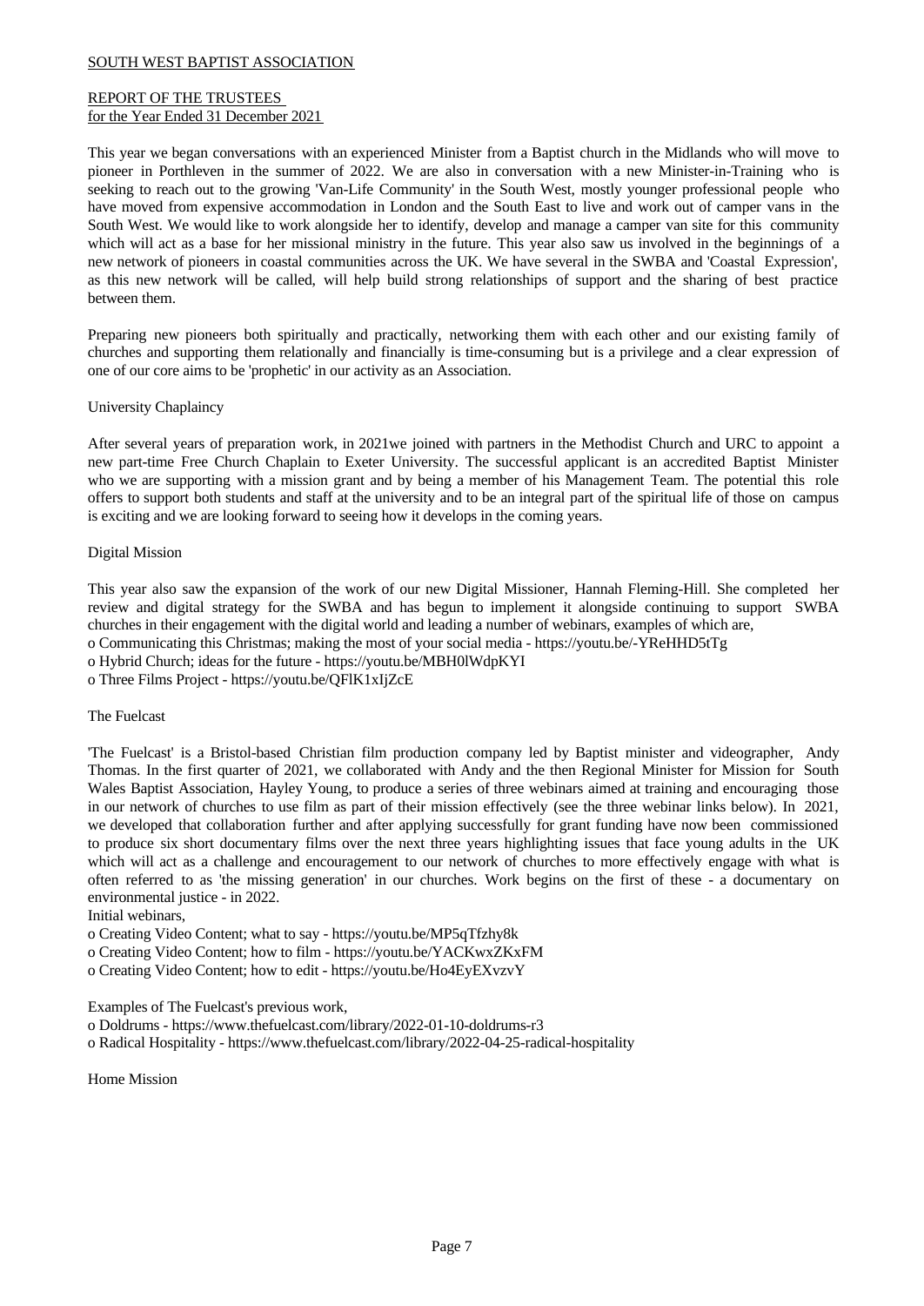This year we began conversations with an experienced Minister from a Baptist church in the Midlands who will move to pioneer in Porthleven in the summer of 2022. We are also in conversation with a new Minister-in-Training who is seeking to reach out to the growing 'Van-Life Community' in the South West, mostly younger professional people who have moved from expensive accommodation in London and the South East to live and work out of camper vans in the South West. We would like to work alongside her to identify, develop and manage a camper van site for this community which will act as a base for her missional ministry in the future. This year also saw us involved in the beginnings of a new network of pioneers in coastal communities across the UK. We have several in the SWBA and 'Coastal Expression', as this new network will be called, will help build strong relationships of support and the sharing of best practice between them.

Preparing new pioneers both spiritually and practically, networking them with each other and our existing family of churches and supporting them relationally and financially is time-consuming but is a privilege and a clear expression of one of our core aims to be 'prophetic' in our activity as an Association.

University Chaplaincy

After several years of preparation work, in 2021we joined with partners in the Methodist Church and URC to appoint a new part-time Free Church Chaplain to Exeter University. The successful applicant is an accredited Baptist Minister who we are supporting with a mission grant and by being a member of his Management Team. The potential this role offers to support both students and staff at the university and to be an integral part of the spiritual life of those on campus is exciting and we are looking forward to seeing how it develops in the coming years.

Digital Mission

This year also saw the expansion of the work of our new Digital Missioner, Hannah Fleming-Hill. She completed her review and digital strategy for the SWBA and has begun to implement it alongside continuing to support SWBA churches in their engagement with the digital world and leading a number of webinars, examples of which are,

- Communicating this Christmas; making the most of your social media - https://youtu.be/-YReHHD5tTg
- Hybrid Church; ideas for the future - https://youtu.be/MBH0lWdpKYI
- Three Films Project - https://youtu.be/QFlK1xIjZcE

The Fuelcast

'The Fuelcast' is a Bristol-based Christian film production company led by Baptist minister and videographer, Andy Thomas. In the first quarter of 2021, we collaborated with Andy and the then Regional Minister for Mission for South Wales Baptist Association, Hayley Young, to produce a series of three webinars aimed at training and encouraging those in our network of churches to use film as part of their mission effectively (see the three webinar links below). In 2021, we developed that collaboration further and after applying successfully for grant funding have now been commissioned to produce six short documentary films over the next three years highlighting issues that face young adults in the UK which will act as a challenge and encouragement to our network of churches to more effectively engage with what is often referred to as 'the missing generation' in our churches. Work begins on the first of these - a documentary on environmental justice - in 2022.

Initial webinars,

- Creating Video Content; what to say - https://youtu.be/MP5qTfzhy8k
- Creating Video Content; how to film - https://youtu.be/YACKwxZKxFM
- Creating Video Content; how to edit - https://youtu.be/Ho4EyEXvzvY

Examples of The Fuelcast's previous work,

- Doldrums - https://www.thefuelcast.com/library/2022-01-10-doldrums-r3
- Radical Hospitality - https://www.thefuelcast.com/library/2022-04-25-radical-hospitality

Home Mission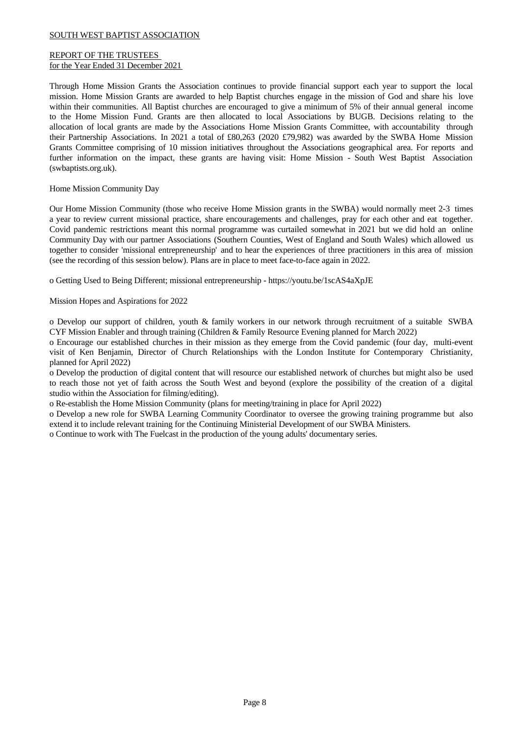Through Home Mission Grants the Association continues to provide financial support each year to support the local mission. Home Mission Grants are awarded to help Baptist churches engage in the mission of God and share his love within their communities. All Baptist churches are encouraged to give a minimum of 5% of their annual general income to the Home Mission Fund. Grants are then allocated to local Associations by BUGB. Decisions relating to the allocation of local grants are made by the Associations Home Mission Grants Committee, with accountability through their Partnership Associations. In 2021 a total of £80,263 (2020 £79,982) was awarded by the SWBA Home Mission Grants Committee comprising of 10 mission initiatives throughout the Associations geographical area. For reports and further information on the impact, these grants are having visit: Home Mission - South West Baptist Association (swbaptists.org.uk).

Home Mission Community Day

Our Home Mission Community (those who receive Home Mission grants in the SWBA) would normally meet 2-3 times a year to review current missional practice, share encouragements and challenges, pray for each other and eat together. Covid pandemic restrictions meant this normal programme was curtailed somewhat in 2021 but we did hold an online Community Day with our partner Associations (Southern Counties, West of England and South Wales) which allowed us together to consider 'missional entrepreneurship' and to hear the experiences of three practitioners in this area of mission (see the recording of this session below). Plans are in place to meet face-to-face again in 2022.

o Getting Used to Being Different; missional entrepreneurship - https://youtu.be/1scAS4aXpJE

Mission Hopes and Aspirations for 2022

o Develop our support of children, youth & family workers in our network through recruitment of a suitable SWBA CYF Mission Enabler and through training (Children & Family Resource Evening planned for March 2022)
o Encourage our established churches in their mission as they emerge from the Covid pandemic (four day, multi-event visit of Ken Benjamin, Director of Church Relationships with the London Institute for Contemporary Christianity, planned for April 2022)
o Develop the production of digital content that will resource our established network of churches but might also be used to reach those not yet of faith across the South West and beyond (explore the possibility of the creation of a digital studio within the Association for filming/editing).
o Re-establish the Home Mission Community (plans for meeting/training in place for April 2022)
o Develop a new role for SWBA Learning Community Coordinator to oversee the growing training programme but also extend it to include relevant training for the Continuing Ministerial Development of our SWBA Ministers.
o Continue to work with The Fuelcast in the production of the young adults' documentary series.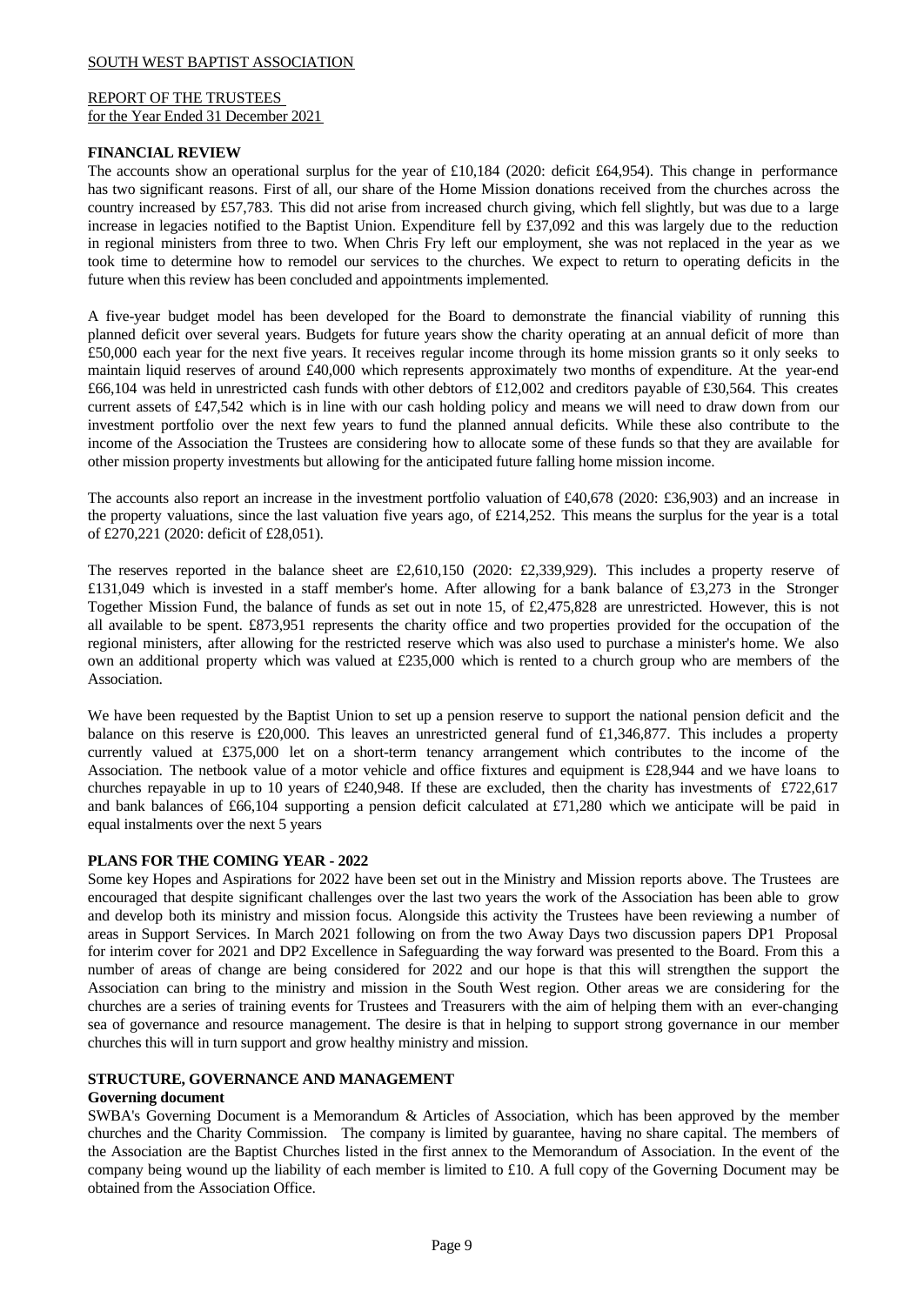SOUTH WEST BAPTIST ASSOCIATION

REPORT OF THE TRUSTEES
for the Year Ended 31 December 2021

## FINANCIAL REVIEW

The accounts show an operational surplus for the year of £10,184 (2020: deficit £64,954). This change in performance has two significant reasons. First of all, our share of the Home Mission donations received from the churches across the country increased by £57,783. This did not arise from increased church giving, which fell slightly, but was due to a large increase in legacies notified to the Baptist Union. Expenditure fell by £37,092 and this was largely due to the reduction in regional ministers from three to two. When Chris Fry left our employment, she was not replaced in the year as we took time to determine how to remodel our services to the churches. We expect to return to operating deficits in the future when this review has been concluded and appointments implemented.

A five-year budget model has been developed for the Board to demonstrate the financial viability of running this planned deficit over several years. Budgets for future years show the charity operating at an annual deficit of more than £50,000 each year for the next five years. It receives regular income through its home mission grants so it only seeks to maintain liquid reserves of around £40,000 which represents approximately two months of expenditure. At the year-end £66,104 was held in unrestricted cash funds with other debtors of £12,002 and creditors payable of £30,564. This creates current assets of £47,542 which is in line with our cash holding policy and means we will need to draw down from our investment portfolio over the next few years to fund the planned annual deficits. While these also contribute to the income of the Association the Trustees are considering how to allocate some of these funds so that they are available for other mission property investments but allowing for the anticipated future falling home mission income.

The accounts also report an increase in the investment portfolio valuation of £40,678 (2020: £36,903) and an increase in the property valuations, since the last valuation five years ago, of £214,252. This means the surplus for the year is a total of £270,221 (2020: deficit of £28,051).

The reserves reported in the balance sheet are £2,610,150 (2020: £2,339,929). This includes a property reserve of £131,049 which is invested in a staff member's home. After allowing for a bank balance of £3,273 in the Stronger Together Mission Fund, the balance of funds as set out in note 15, of £2,475,828 are unrestricted. However, this is not all available to be spent. £873,951 represents the charity office and two properties provided for the occupation of the regional ministers, after allowing for the restricted reserve which was also used to purchase a minister's home. We also own an additional property which was valued at £235,000 which is rented to a church group who are members of the Association.

We have been requested by the Baptist Union to set up a pension reserve to support the national pension deficit and the balance on this reserve is £20,000. This leaves an unrestricted general fund of £1,346,877. This includes a property currently valued at £375,000 let on a short-term tenancy arrangement which contributes to the income of the Association. The netbook value of a motor vehicle and office fixtures and equipment is £28,944 and we have loans to churches repayable in up to 10 years of £240,948. If these are excluded, then the charity has investments of £722,617 and bank balances of £66,104 supporting a pension deficit calculated at £71,280 which we anticipate will be paid in equal instalments over the next 5 years

## PLANS FOR THE COMING YEAR - 2022

Some key Hopes and Aspirations for 2022 have been set out in the Ministry and Mission reports above. The Trustees are encouraged that despite significant challenges over the last two years the work of the Association has been able to grow and develop both its ministry and mission focus. Alongside this activity the Trustees have been reviewing a number of areas in Support Services. In March 2021 following on from the two Away Days two discussion papers DP1 Proposal for interim cover for 2021 and DP2 Excellence in Safeguarding the way forward was presented to the Board. From this a number of areas of change are being considered for 2022 and our hope is that this will strengthen the support the Association can bring to the ministry and mission in the South West region. Other areas we are considering for the churches are a series of training events for Trustees and Treasurers with the aim of helping them with an ever-changing sea of governance and resource management. The desire is that in helping to support strong governance in our member churches this will in turn support and grow healthy ministry and mission.

## STRUCTURE, GOVERNANCE AND MANAGEMENT

### Governing document

SWBA's Governing Document is a Memorandum & Articles of Association, which has been approved by the member churches and the Charity Commission. The company is limited by guarantee, having no share capital. The members of the Association are the Baptist Churches listed in the first annex to the Memorandum of Association. In the event of the company being wound up the liability of each member is limited to £10. A full copy of the Governing Document may be obtained from the Association Office.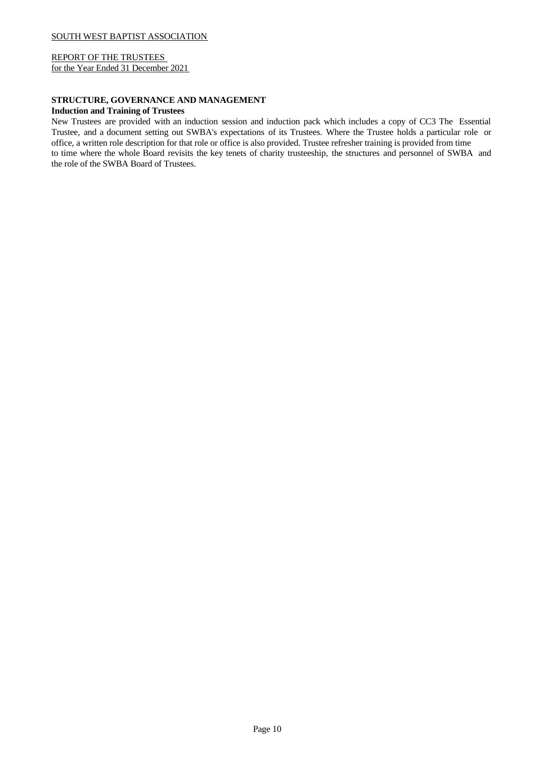## STRUCTURE, GOVERNANCE AND MANAGEMENT

### Induction and Training of Trustees

New Trustees are provided with an induction session and induction pack which includes a copy of CC3 The Essential Trustee, and a document setting out SWBA's expectations of its Trustees. Where the Trustee holds a particular role or office, a written role description for that role or office is also provided. Trustee refresher training is provided from time to time where the whole Board revisits the key tenets of charity trusteeship, the structures and personnel of SWBA and the role of the SWBA Board of Trustees.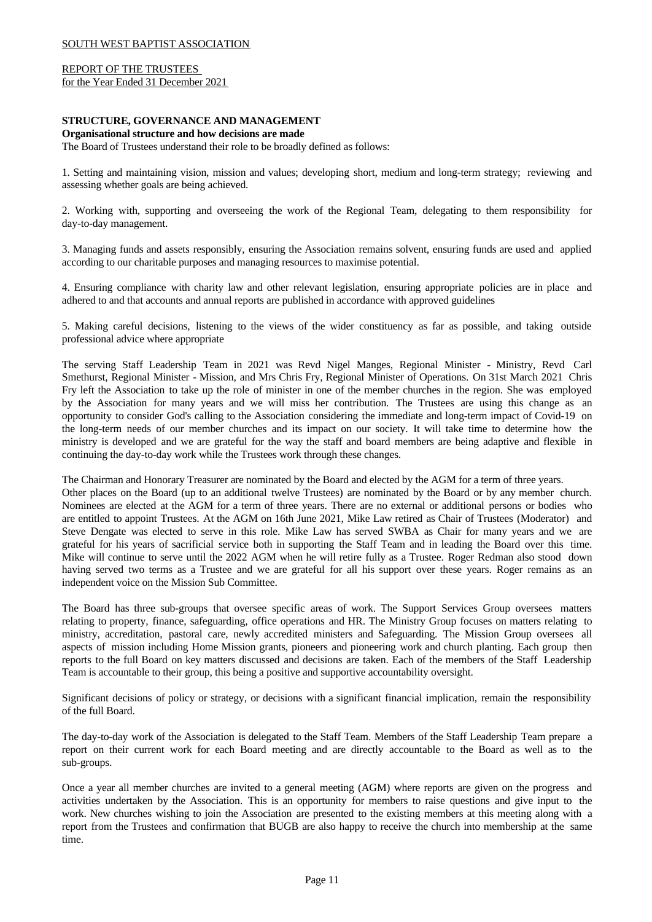**STRUCTURE, GOVERNANCE AND MANAGEMENT**

**Organisational structure and how decisions are made**

The Board of Trustees understand their role to be broadly defined as follows:

1. Setting and maintaining vision, mission and values; developing short, medium and long-term strategy; reviewing and assessing whether goals are being achieved.

2. Working with, supporting and overseeing the work of the Regional Team, delegating to them responsibility for day-to-day management.

3. Managing funds and assets responsibly, ensuring the Association remains solvent, ensuring funds are used and applied according to our charitable purposes and managing resources to maximise potential.

4. Ensuring compliance with charity law and other relevant legislation, ensuring appropriate policies are in place and adhered to and that accounts and annual reports are published in accordance with approved guidelines

5. Making careful decisions, listening to the views of the wider constituency as far as possible, and taking outside professional advice where appropriate

The serving Staff Leadership Team in 2021 was Revd Nigel Manges, Regional Minister - Ministry, Revd Carl Smethurst, Regional Minister - Mission, and Mrs Chris Fry, Regional Minister of Operations. On 31st March 2021 Chris Fry left the Association to take up the role of minister in one of the member churches in the region. She was employed by the Association for many years and we will miss her contribution. The Trustees are using this change as an opportunity to consider God's calling to the Association considering the immediate and long-term impact of Covid-19 on the long-term needs of our member churches and its impact on our society. It will take time to determine how the ministry is developed and we are grateful for the way the staff and board members are being adaptive and flexible in continuing the day-to-day work while the Trustees work through these changes.

The Chairman and Honorary Treasurer are nominated by the Board and elected by the AGM for a term of three years.
Other places on the Board (up to an additional twelve Trustees) are nominated by the Board or by any member church. Nominees are elected at the AGM for a term of three years. There are no external or additional persons or bodies who are entitled to appoint Trustees. At the AGM on 16th June 2021, Mike Law retired as Chair of Trustees (Moderator) and Steve Dengate was elected to serve in this role. Mike Law has served SWBA as Chair for many years and we are grateful for his years of sacrificial service both in supporting the Staff Team and in leading the Board over this time. Mike will continue to serve until the 2022 AGM when he will retire fully as a Trustee. Roger Redman also stood down having served two terms as a Trustee and we are grateful for all his support over these years. Roger remains as an independent voice on the Mission Sub Committee.

The Board has three sub-groups that oversee specific areas of work. The Support Services Group oversees matters relating to property, finance, safeguarding, office operations and HR. The Ministry Group focuses on matters relating to ministry, accreditation, pastoral care, newly accredited ministers and Safeguarding. The Mission Group oversees all aspects of mission including Home Mission grants, pioneers and pioneering work and church planting. Each group then reports to the full Board on key matters discussed and decisions are taken. Each of the members of the Staff Leadership Team is accountable to their group, this being a positive and supportive accountability oversight.

Significant decisions of policy or strategy, or decisions with a significant financial implication, remain the responsibility of the full Board.

The day-to-day work of the Association is delegated to the Staff Team. Members of the Staff Leadership Team prepare a report on their current work for each Board meeting and are directly accountable to the Board as well as to the sub-groups.

Once a year all member churches are invited to a general meeting (AGM) where reports are given on the progress and activities undertaken by the Association. This is an opportunity for members to raise questions and give input to the work. New churches wishing to join the Association are presented to the existing members at this meeting along with a report from the Trustees and confirmation that BUGB are also happy to receive the church into membership at the same time.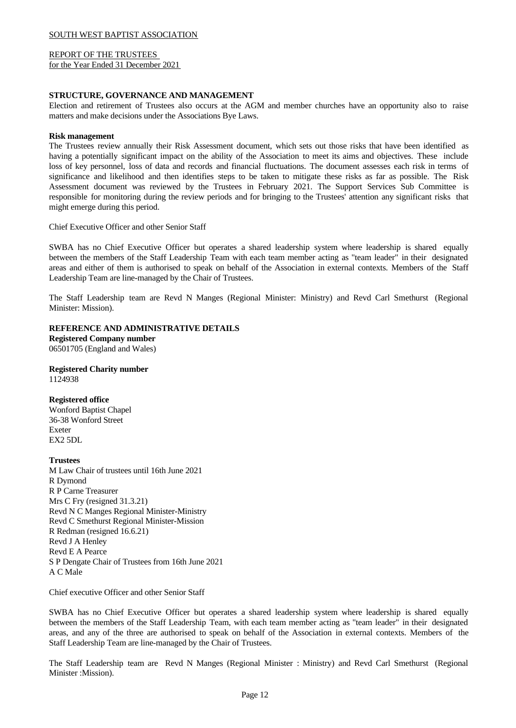## STRUCTURE, GOVERNANCE AND MANAGEMENT

Election and retirement of Trustees also occurs at the AGM and member churches have an opportunity also to raise matters and make decisions under the Associations Bye Laws.

### Risk management

The Trustees review annually their Risk Assessment document, which sets out those risks that have been identified as having a potentially significant impact on the ability of the Association to meet its aims and objectives. These include loss of key personnel, loss of data and records and financial fluctuations. The document assesses each risk in terms of significance and likelihood and then identifies steps to be taken to mitigate these risks as far as possible. The Risk Assessment document was reviewed by the Trustees in February 2021. The Support Services Sub Committee is responsible for monitoring during the review periods and for bringing to the Trustees' attention any significant risks that might emerge during this period.

Chief Executive Officer and other Senior Staff

SWBA has no Chief Executive Officer but operates a shared leadership system where leadership is shared equally between the members of the Staff Leadership Team with each team member acting as "team leader" in their designated areas and either of them is authorised to speak on behalf of the Association in external contexts. Members of the Staff Leadership Team are line-managed by the Chair of Trustees.

The Staff Leadership team are Revd N Manges (Regional Minister: Ministry) and Revd Carl Smethurst (Regional Minister: Mission).

## REFERENCE AND ADMINISTRATIVE DETAILS

**Registered Company number**
06501705 (England and Wales)

**Registered Charity number**
1124938

**Registered office**
Wonford Baptist Chapel
36-38 Wonford Street
Exeter
EX2 5DL

**Trustees**
M Law Chair of trustees until 16th June 2021
R Dymond
R P Carne Treasurer
Mrs C Fry (resigned 31.3.21)
Revd N C Manges Regional Minister-Ministry
Revd C Smethurst Regional Minister-Mission
R Redman (resigned 16.6.21)
Revd J A Henley
Revd E A Pearce
S P Dengate Chair of Trustees from 16th June 2021
A C Male

Chief executive Officer and other Senior Staff

SWBA has no Chief Executive Officer but operates a shared leadership system where leadership is shared equally between the members of the Staff Leadership Team, with each team member acting as "team leader" in their designated areas, and any of the three are authorised to speak on behalf of the Association in external contexts. Members of the Staff Leadership Team are line-managed by the Chair of Trustees.

The Staff Leadership team are Revd N Manges (Regional Minister : Ministry) and Revd Carl Smethurst (Regional Minister :Mission).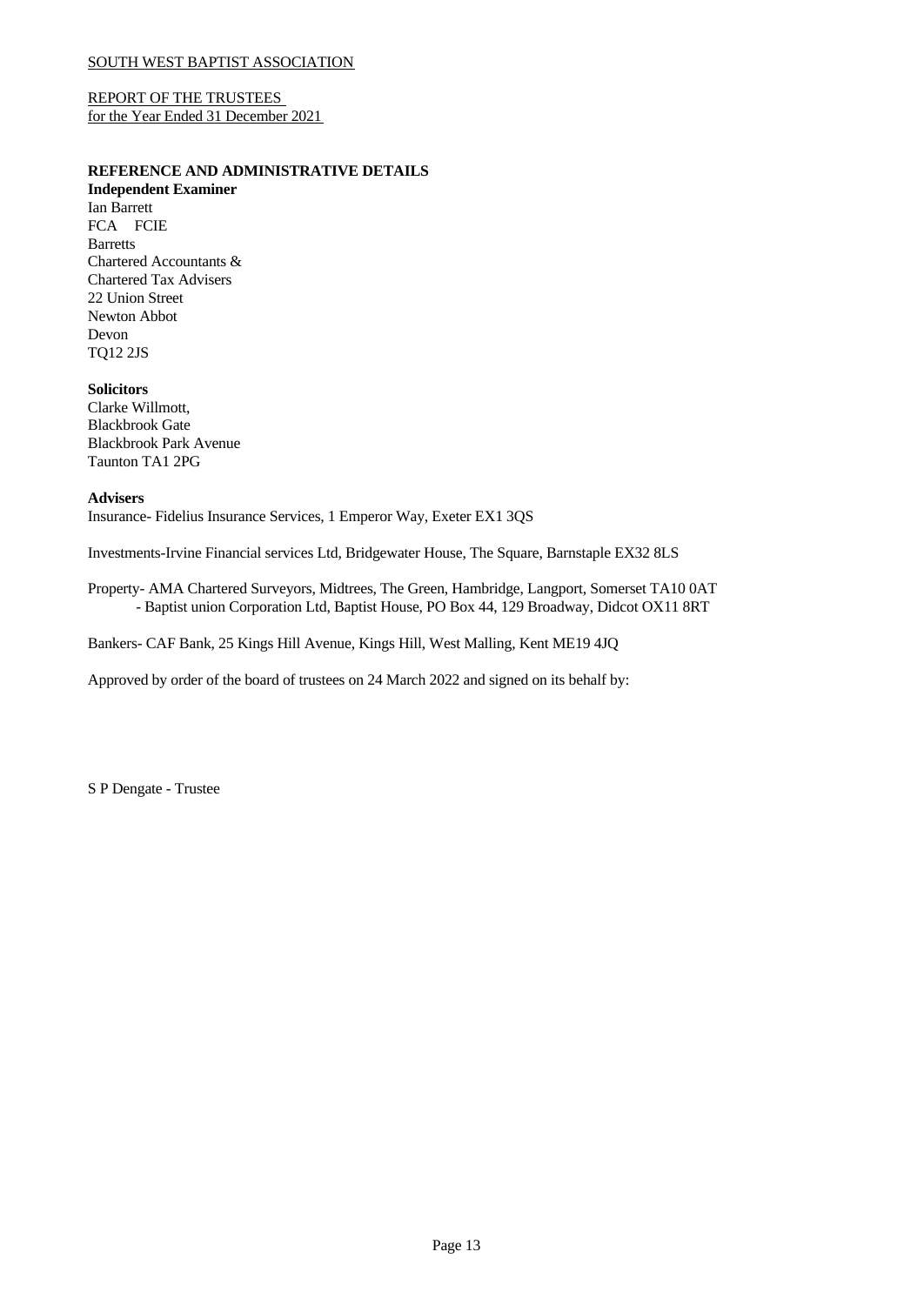SOUTH WEST BAPTIST ASSOCIATION

REPORT OF THE TRUSTEES
for the Year Ended 31 December 2021

**REFERENCE AND ADMINISTRATIVE DETAILS**

**Independent Examiner**

Ian Barrett
FCA FCIE
Barretts
Chartered Accountants &
Chartered Tax Advisers
22 Union Street
Newton Abbot
Devon
TQ12 2JS

**Solicitors**

Clarke Willmott,
Blackbrook Gate
Blackbrook Park Avenue
Taunton TA1 2PG

**Advisers**

Insurance- Fidelius Insurance Services, 1 Emperor Way, Exeter EX1 3QS

Investments-Irvine Financial services Ltd, Bridgewater House, The Square, Barnstaple EX32 8LS

Property- AMA Chartered Surveyors, Midtrees, The Green, Hambridge, Langport, Somerset TA10 0AT
- Baptist union Corporation Ltd, Baptist House, PO Box 44, 129 Broadway, Didcot OX11 8RT

Bankers- CAF Bank, 25 Kings Hill Avenue, Kings Hill, West Malling, Kent ME19 4JQ

Approved by order of the board of trustees on 24 March 2022 and signed on its behalf by:

S P Dengate - Trustee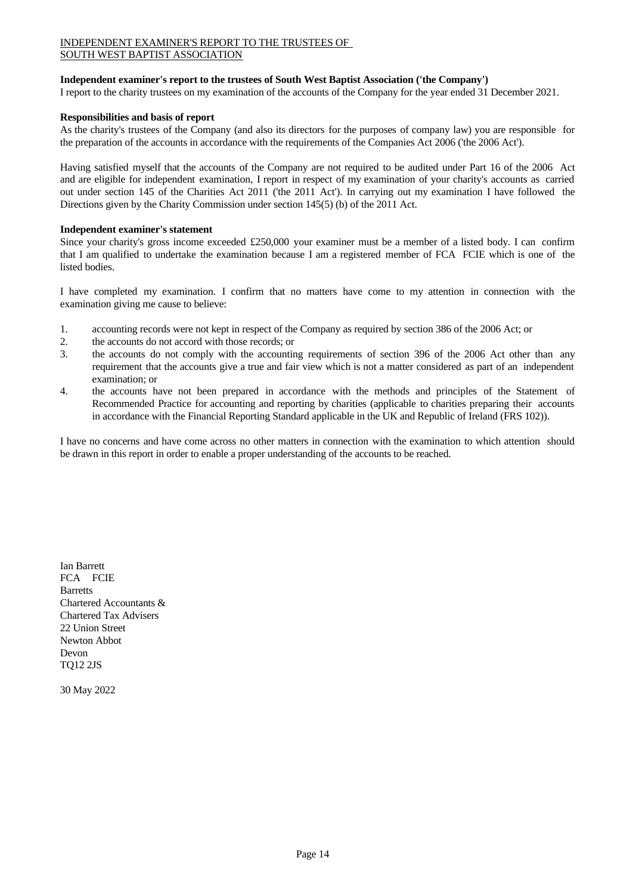# INDEPENDENT EXAMINER'S REPORT TO THE TRUSTEES OF SOUTH WEST BAPTIST ASSOCIATION

**Independent examiner's report to the trustees of South West Baptist Association ('the Company')**

I report to the charity trustees on my examination of the accounts of the Company for the year ended 31 December 2021.

**Responsibilities and basis of report**

As the charity's trustees of the Company (and also its directors for the purposes of company law) you are responsible for the preparation of the accounts in accordance with the requirements of the Companies Act 2006 ('the 2006 Act').

Having satisfied myself that the accounts of the Company are not required to be audited under Part 16 of the 2006 Act and are eligible for independent examination, I report in respect of my examination of your charity's accounts as carried out under section 145 of the Charities Act 2011 ('the 2011 Act'). In carrying out my examination I have followed the Directions given by the Charity Commission under section 145(5) (b) of the 2011 Act.

**Independent examiner's statement**

Since your charity's gross income exceeded £250,000 your examiner must be a member of a listed body. I can confirm that I am qualified to undertake the examination because I am a registered member of FCA FCIE which is one of the listed bodies.

I have completed my examination. I confirm that no matters have come to my attention in connection with the examination giving me cause to believe:

1. accounting records were not kept in respect of the Company as required by section 386 of the 2006 Act; or
2. the accounts do not accord with those records; or
3. the accounts do not comply with the accounting requirements of section 396 of the 2006 Act other than any requirement that the accounts give a true and fair view which is not a matter considered as part of an independent examination; or
4. the accounts have not been prepared in accordance with the methods and principles of the Statement of Recommended Practice for accounting and reporting by charities (applicable to charities preparing their accounts in accordance with the Financial Reporting Standard applicable in the UK and Republic of Ireland (FRS 102)).

I have no concerns and have come across no other matters in connection with the examination to which attention should be drawn in this report in order to enable a proper understanding of the accounts to be reached.

Ian Barrett  
FCA FCIE  
Barretts  
Chartered Accountants &  
Chartered Tax Advisers  
22 Union Street  
Newton Abbot  
Devon  
TQ12 2JS

30 May 2022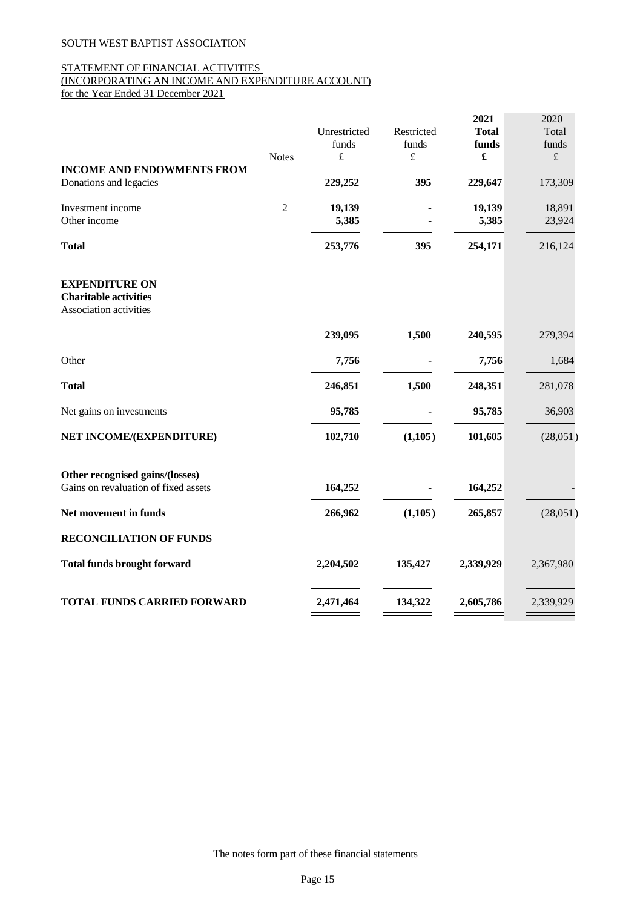SOUTH WEST BAPTIST ASSOCIATION

STATEMENT OF FINANCIAL ACTIVITIES
(INCORPORATING AN INCOME AND EXPENDITURE ACCOUNT)
for the Year Ended 31 December 2021

| | Notes | Unrestricted funds £ | Restricted funds £ | 2021 Total funds £ | 2020 Total funds £ |
|---|---|---|---|---|---|
| **INCOME AND ENDOWMENTS FROM** | | | | | |
| Donations and legacies | | **229,252** | **395** | **229,647** | 173,309 |
| Investment income | 2 | **19,139** | **-** | **19,139** | 18,891 |
| Other income | | **5,385** | **-** | **5,385** | 23,924 |
| **Total** | | **253,776** | **395** | **254,171** | 216,124 |
| **EXPENDITURE ON** | | | | | |
| **Charitable activities** | | | | | |
| Association activities | | | | | |
| | | **239,095** | **1,500** | **240,595** | 279,394 |
| Other | | **7,756** | **-** | **7,756** | 1,684 |
| **Total** | | **246,851** | **1,500** | **248,351** | 281,078 |
| Net gains on investments | | **95,785** | **-** | **95,785** | 36,903 |
| **NET INCOME/(EXPENDITURE)** | | **102,710** | **(1,105)** | **101,605** | (28,051) |
| **Other recognised gains/(losses)** | | | | | |
| Gains on revaluation of fixed assets | | **164,252** | **-** | **164,252** | - |
| **Net movement in funds** | | **266,962** | **(1,105)** | **265,857** | (28,051) |
| **RECONCILIATION OF FUNDS** | | | | | |
| **Total funds brought forward** | | **2,204,502** | **135,427** | **2,339,929** | 2,367,980 |
| **TOTAL FUNDS CARRIED FORWARD** | | **2,471,464** | **134,322** | **2,605,786** | 2,339,929 |

The notes form part of these financial statements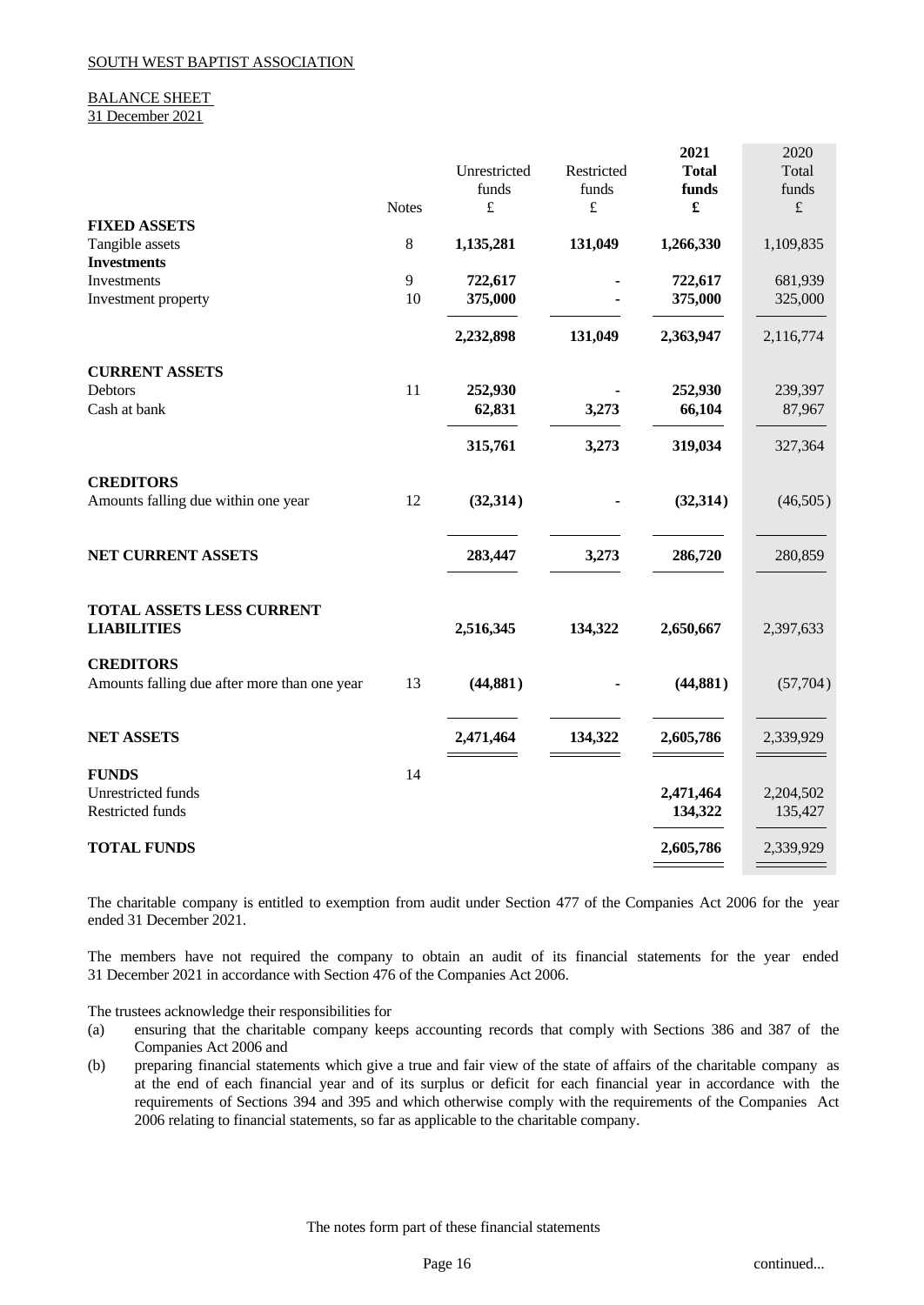SOUTH WEST BAPTIST ASSOCIATION

BALANCE SHEET
31 December 2021

| | Notes | Unrestricted funds £ | Restricted funds £ | 2021 Total funds £ | 2020 Total funds £ |
|---|---|---|---|---|---|
| **FIXED ASSETS** | | | | | |
| Tangible assets | 8 | **1,135,281** | **131,049** | **1,266,330** | 1,109,835 |
| **Investments** | | | | | |
| Investments | 9 | **722,617** | **-** | **722,617** | 681,939 |
| Investment property | 10 | **375,000** | **-** | **375,000** | 325,000 |
| | | **2,232,898** | **131,049** | **2,363,947** | 2,116,774 |
| **CURRENT ASSETS** | | | | | |
| Debtors | 11 | **252,930** | **-** | **252,930** | 239,397 |
| Cash at bank | | **62,831** | **3,273** | **66,104** | 87,967 |
| | | **315,761** | **3,273** | **319,034** | 327,364 |
| **CREDITORS** | | | | | |
| Amounts falling due within one year | 12 | **(32,314)** | **-** | **(32,314)** | (46,505) |
| **NET CURRENT ASSETS** | | **283,447** | **3,273** | **286,720** | 280,859 |
| **TOTAL ASSETS LESS CURRENT LIABILITIES** | | **2,516,345** | **134,322** | **2,650,667** | 2,397,633 |
| **CREDITORS** | | | | | |
| Amounts falling due after more than one year | 13 | **(44,881)** | **-** | **(44,881)** | (57,704) |
| **NET ASSETS** | | **2,471,464** | **134,322** | **2,605,786** | 2,339,929 |
| **FUNDS** | 14 | | | | |
| Unrestricted funds | | | | **2,471,464** | 2,204,502 |
| Restricted funds | | | | **134,322** | 135,427 |
| **TOTAL FUNDS** | | | | **2,605,786** | 2,339,929 |

The charitable company is entitled to exemption from audit under Section 477 of the Companies Act 2006 for the year ended 31 December 2021.

The members have not required the company to obtain an audit of its financial statements for the year ended 31 December 2021 in accordance with Section 476 of the Companies Act 2006.

The trustees acknowledge their responsibilities for

(a) ensuring that the charitable company keeps accounting records that comply with Sections 386 and 387 of the Companies Act 2006 and

(b) preparing financial statements which give a true and fair view of the state of affairs of the charitable company as at the end of each financial year and of its surplus or deficit for each financial year in accordance with the requirements of Sections 394 and 395 and which otherwise comply with the requirements of the Companies Act 2006 relating to financial statements, so far as applicable to the charitable company.

The notes form part of these financial statements

continued...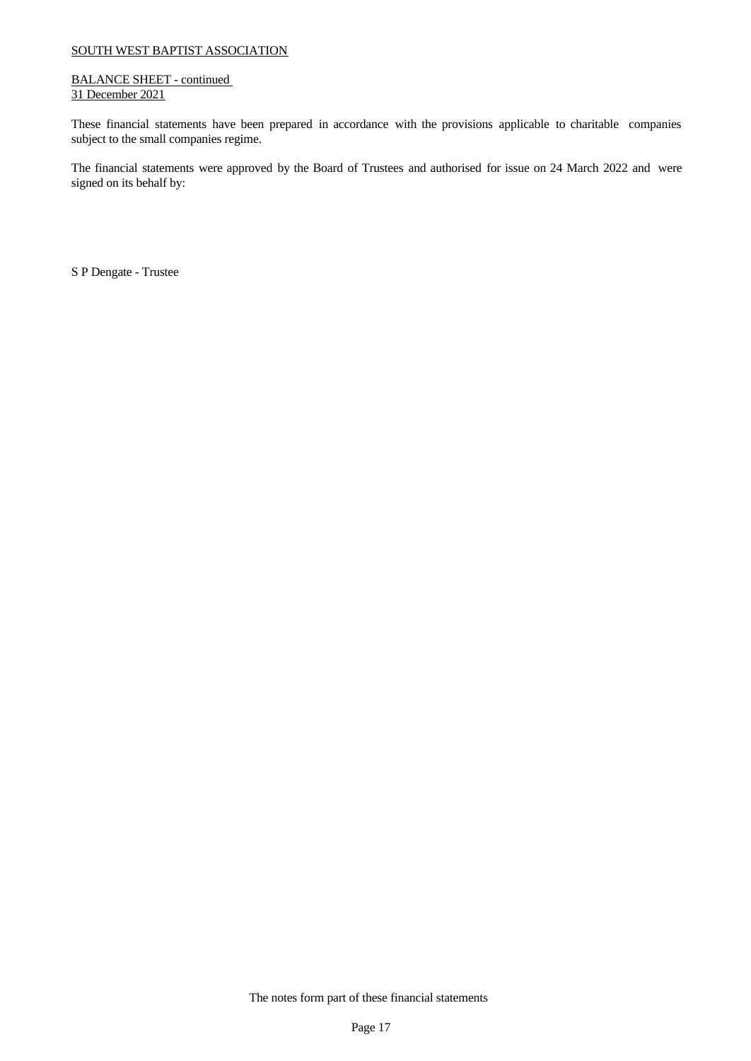SOUTH WEST BAPTIST ASSOCIATION

BALANCE SHEET - continued
31 December 2021

These financial statements have been prepared in accordance with the provisions applicable to charitable companies subject to the small companies regime.

The financial statements were approved by the Board of Trustees and authorised for issue on 24 March 2022 and were signed on its behalf by:

S P Dengate - Trustee

The notes form part of these financial statements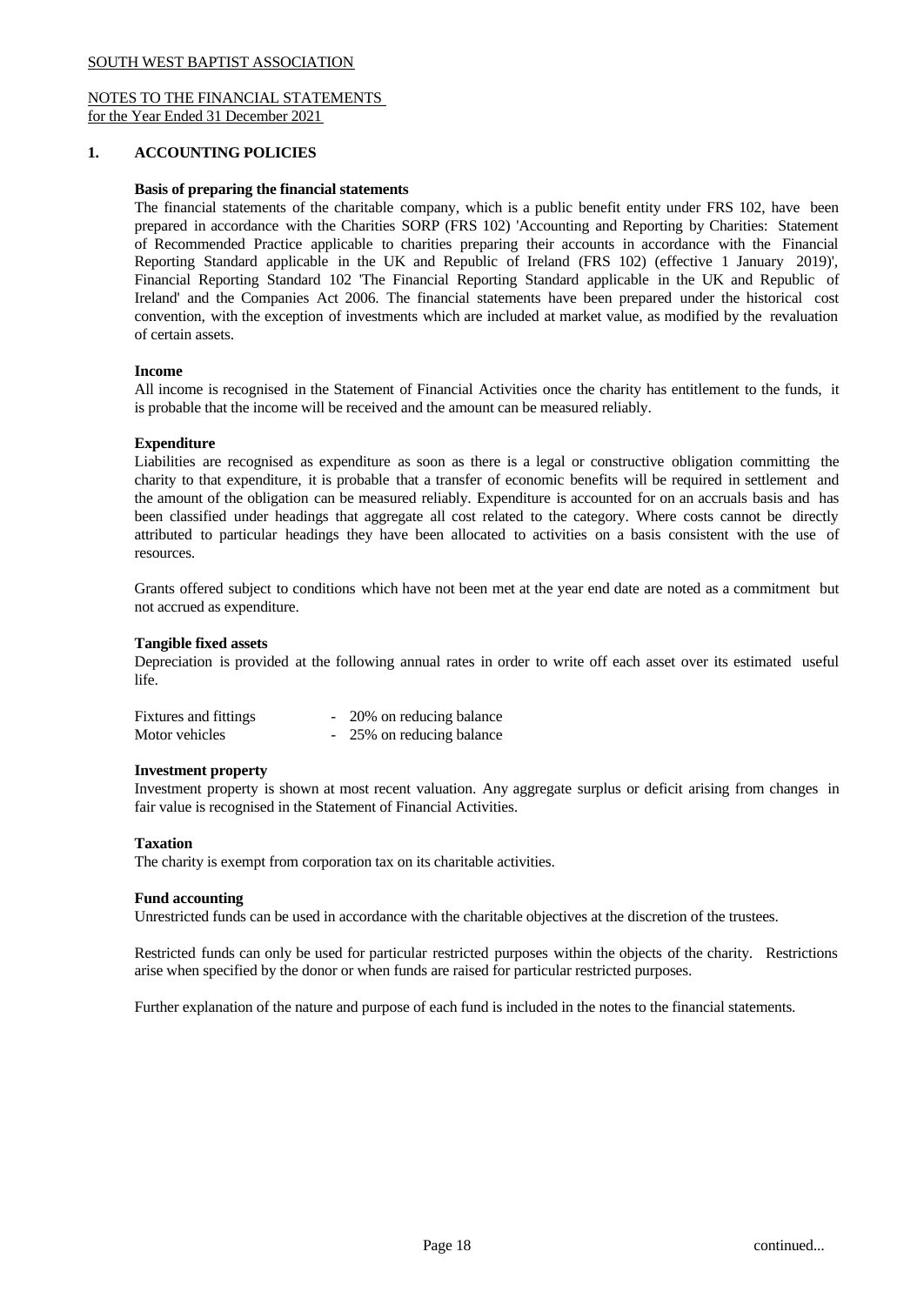SOUTH WEST BAPTIST ASSOCIATION

NOTES TO THE FINANCIAL STATEMENTS
for the Year Ended 31 December 2021

## 1. ACCOUNTING POLICIES

**Basis of preparing the financial statements**

The financial statements of the charitable company, which is a public benefit entity under FRS 102, have been prepared in accordance with the Charities SORP (FRS 102) 'Accounting and Reporting by Charities: Statement of Recommended Practice applicable to charities preparing their accounts in accordance with the Financial Reporting Standard applicable in the UK and Republic of Ireland (FRS 102) (effective 1 January 2019)', Financial Reporting Standard 102 'The Financial Reporting Standard applicable in the UK and Republic of Ireland' and the Companies Act 2006. The financial statements have been prepared under the historical cost convention, with the exception of investments which are included at market value, as modified by the revaluation of certain assets.

**Income**

All income is recognised in the Statement of Financial Activities once the charity has entitlement to the funds, it is probable that the income will be received and the amount can be measured reliably.

**Expenditure**

Liabilities are recognised as expenditure as soon as there is a legal or constructive obligation committing the charity to that expenditure, it is probable that a transfer of economic benefits will be required in settlement and the amount of the obligation can be measured reliably. Expenditure is accounted for on an accruals basis and has been classified under headings that aggregate all cost related to the category. Where costs cannot be directly attributed to particular headings they have been allocated to activities on a basis consistent with the use of resources.

Grants offered subject to conditions which have not been met at the year end date are noted as a commitment but not accrued as expenditure.

**Tangible fixed assets**

Depreciation is provided at the following annual rates in order to write off each asset over its estimated useful life.

| | |
|---|---|
| Fixtures and fittings | - 20% on reducing balance |
| Motor vehicles | - 25% on reducing balance |

**Investment property**

Investment property is shown at most recent valuation. Any aggregate surplus or deficit arising from changes in fair value is recognised in the Statement of Financial Activities.

**Taxation**

The charity is exempt from corporation tax on its charitable activities.

**Fund accounting**

Unrestricted funds can be used in accordance with the charitable objectives at the discretion of the trustees.

Restricted funds can only be used for particular restricted purposes within the objects of the charity. Restrictions arise when specified by the donor or when funds are raised for particular restricted purposes.

Further explanation of the nature and purpose of each fund is included in the notes to the financial statements.

continued...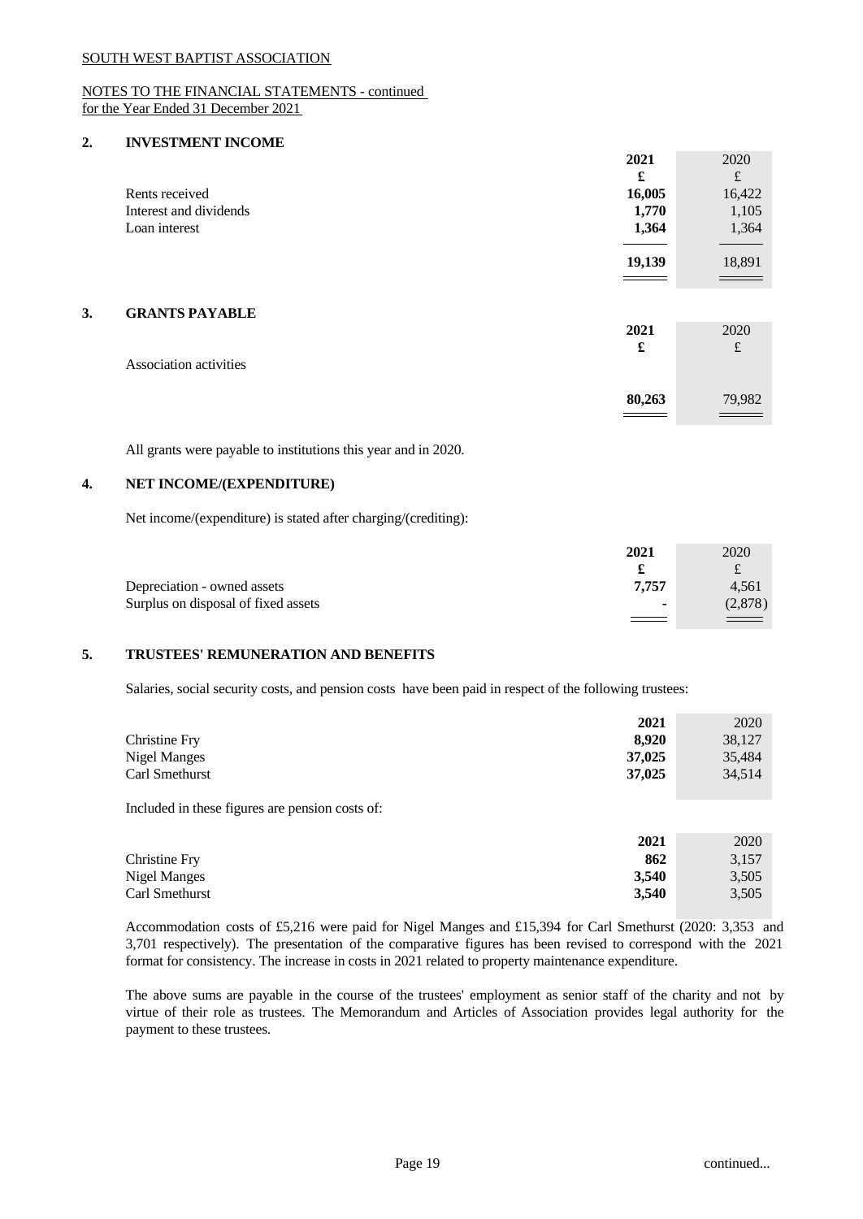SOUTH WEST BAPTIST ASSOCIATION

NOTES TO THE FINANCIAL STATEMENTS - continued
for the Year Ended 31 December 2021

## 2. INVESTMENT INCOME

| | 2021 | 2020 |
|---|---|---|
| | £ | £ |
| Rents received | **16,005** | 16,422 |
| Interest and dividends | **1,770** | 1,105 |
| Loan interest | **1,364** | 1,364 |
| | **19,139** | 18,891 |

## 3. GRANTS PAYABLE

| | 2021 | 2020 |
|---|---|---|
| | £ | £ |
| Association activities | **80,263** | 79,982 |

All grants were payable to institutions this year and in 2020.

## 4. NET INCOME/(EXPENDITURE)

Net income/(expenditure) is stated after charging/(crediting):

| | 2021 | 2020 |
|---|---|---|
| | £ | £ |
| Depreciation - owned assets | **7,757** | 4,561 |
| Surplus on disposal of fixed assets | **-** | (2,878) |

## 5. TRUSTEES' REMUNERATION AND BENEFITS

Salaries, social security costs, and pension costs have been paid in respect of the following trustees:

| | 2021 | 2020 |
|---|---|---|
| Christine Fry | **8,920** | 38,127 |
| Nigel Manges | **37,025** | 35,484 |
| Carl Smethurst | **37,025** | 34,514 |

Included in these figures are pension costs of:

| | 2021 | 2020 |
|---|---|---|
| Christine Fry | **862** | 3,157 |
| Nigel Manges | **3,540** | 3,505 |
| Carl Smethurst | **3,540** | 3,505 |

Accommodation costs of £5,216 were paid for Nigel Manges and £15,394 for Carl Smethurst (2020: 3,353 and 3,701 respectively). The presentation of the comparative figures has been revised to correspond with the 2021 format for consistency. The increase in costs in 2021 related to property maintenance expenditure.

The above sums are payable in the course of the trustees' employment as senior staff of the charity and not by virtue of their role as trustees. The Memorandum and Articles of Association provides legal authority for the payment to these trustees.

continued...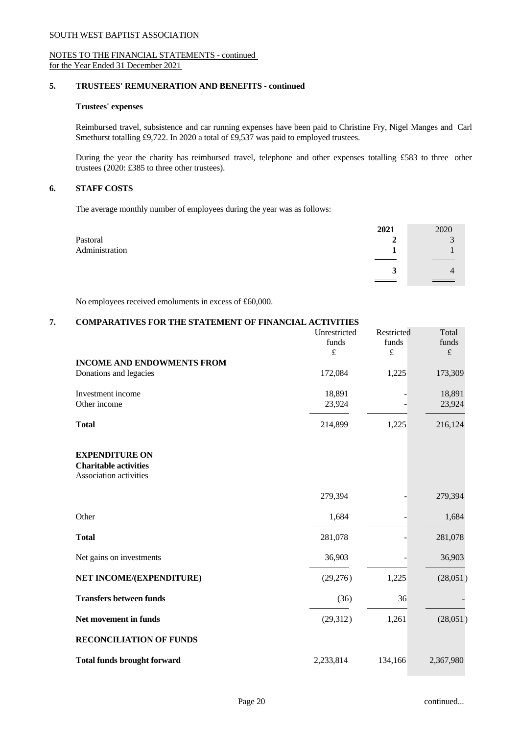SOUTH WEST BAPTIST ASSOCIATION

NOTES TO THE FINANCIAL STATEMENTS - continued
for the Year Ended 31 December 2021

## 5. TRUSTEES' REMUNERATION AND BENEFITS - continued

**Trustees' expenses**

Reimbursed travel, subsistence and car running expenses have been paid to Christine Fry, Nigel Manges and Carl Smethurst totalling £9,722. In 2020 a total of £9,537 was paid to employed trustees.

During the year the charity has reimbursed travel, telephone and other expenses totalling £583 to three other trustees (2020: £385 to three other trustees).

## 6. STAFF COSTS

The average monthly number of employees during the year was as follows:

| | **2021** | 2020 |
|---|---|---|
| Pastoral | **2** | 3 |
| Administration | **1** | 1 |
| | **3** | 4 |

No employees received emoluments in excess of £60,000.

## 7. COMPARATIVES FOR THE STATEMENT OF FINANCIAL ACTIVITIES

| | Unrestricted funds £ | Restricted funds £ | Total funds £ |
|---|---|---|---|
| **INCOME AND ENDOWMENTS FROM** | | | |
| Donations and legacies | 172,084 | 1,225 | 173,309 |
| Investment income | 18,891 | - | 18,891 |
| Other income | 23,924 | - | 23,924 |
| **Total** | 214,899 | 1,225 | 216,124 |
| **EXPENDITURE ON** | | | |
| **Charitable activities** | | | |
| Association activities | 279,394 | - | 279,394 |
| Other | 1,684 | - | 1,684 |
| **Total** | 281,078 | - | 281,078 |
| Net gains on investments | 36,903 | - | 36,903 |
| **NET INCOME/(EXPENDITURE)** | (29,276) | 1,225 | (28,051) |
| **Transfers between funds** | (36) | 36 | - |
| **Net movement in funds** | (29,312) | 1,261 | (28,051) |
| **RECONCILIATION OF FUNDS** | | | |
| **Total funds brought forward** | 2,233,814 | 134,166 | 2,367,980 |

continued...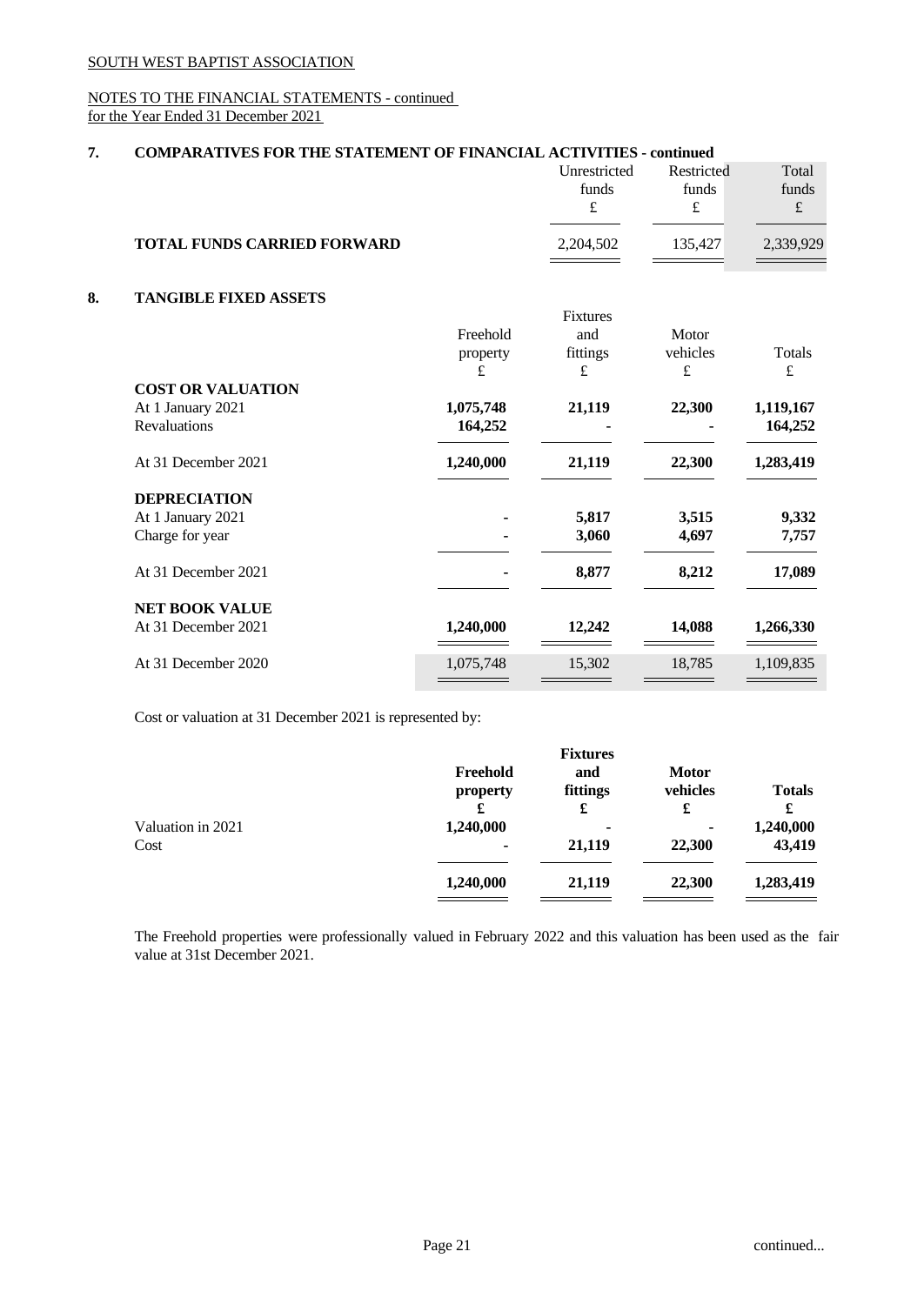SOUTH WEST BAPTIST ASSOCIATION

NOTES TO THE FINANCIAL STATEMENTS - continued
for the Year Ended 31 December 2021

## 7. COMPARATIVES FOR THE STATEMENT OF FINANCIAL ACTIVITIES - continued

| | Unrestricted funds £ | Restricted funds £ | Total funds £ |
|---|---|---|---|
| **TOTAL FUNDS CARRIED FORWARD** | 2,204,502 | 135,427 | 2,339,929 |

## 8. TANGIBLE FIXED ASSETS

| | Freehold property £ | Fixtures and fittings £ | Motor vehicles £ | Totals £ |
|---|---|---|---|---|
| **COST OR VALUATION** | | | | |
| At 1 January 2021 | **1,075,748** | **21,119** | **22,300** | **1,119,167** |
| Revaluations | **164,252** | **-** | **-** | **164,252** |
| At 31 December 2021 | **1,240,000** | **21,119** | **22,300** | **1,283,419** |
| **DEPRECIATION** | | | | |
| At 1 January 2021 | **-** | **5,817** | **3,515** | **9,332** |
| Charge for year | **-** | **3,060** | **4,697** | **7,757** |
| At 31 December 2021 | **-** | **8,877** | **8,212** | **17,089** |
| **NET BOOK VALUE** | | | | |
| At 31 December 2021 | **1,240,000** | **12,242** | **14,088** | **1,266,330** |
| At 31 December 2020 | 1,075,748 | 15,302 | 18,785 | 1,109,835 |

Cost or valuation at 31 December 2021 is represented by:

| | **Freehold property £** | **Fixtures and fittings £** | **Motor vehicles £** | **Totals £** |
|---|---|---|---|---|
| Valuation in 2021 | **1,240,000** | **-** | **-** | **1,240,000** |
| Cost | **-** | **21,119** | **22,300** | **43,419** |
| | **1,240,000** | **21,119** | **22,300** | **1,283,419** |

The Freehold properties were professionally valued in February 2022 and this valuation has been used as the fair value at 31st December 2021.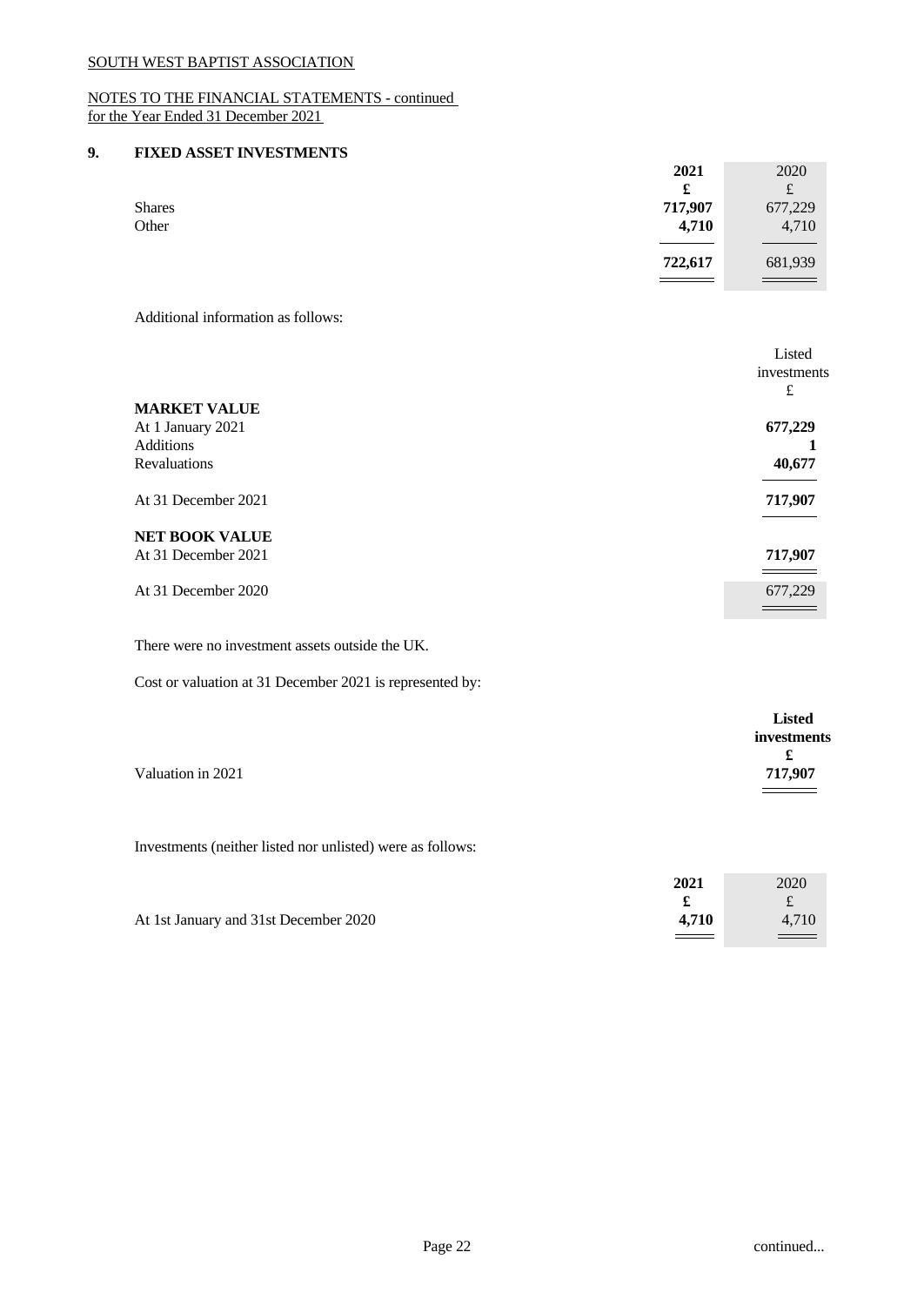SOUTH WEST BAPTIST ASSOCIATION

NOTES TO THE FINANCIAL STATEMENTS - continued
for the Year Ended 31 December 2021

## 9. FIXED ASSET INVESTMENTS

| | 2021 | 2020 |
|---|---|---|
| | £ | £ |
| Shares | 717,907 | 677,229 |
| Other | 4,710 | 4,710 |
| | 722,617 | 681,939 |

Additional information as follows:

| | Listed investments |
|---|---|
| | £ |
| **MARKET VALUE** | |
| At 1 January 2021 | 677,229 |
| Additions | 1 |
| Revaluations | 40,677 |
| At 31 December 2021 | 717,907 |
| **NET BOOK VALUE** | |
| At 31 December 2021 | 717,907 |
| At 31 December 2020 | 677,229 |

There were no investment assets outside the UK.

Cost or valuation at 31 December 2021 is represented by:

| | Listed investments |
|---|---|
| | £ |
| Valuation in 2021 | 717,907 |

Investments (neither listed nor unlisted) were as follows:

| | 2021 | 2020 |
|---|---|---|
| | £ | £ |
| At 1st January and 31st December 2020 | 4,710 | 4,710 |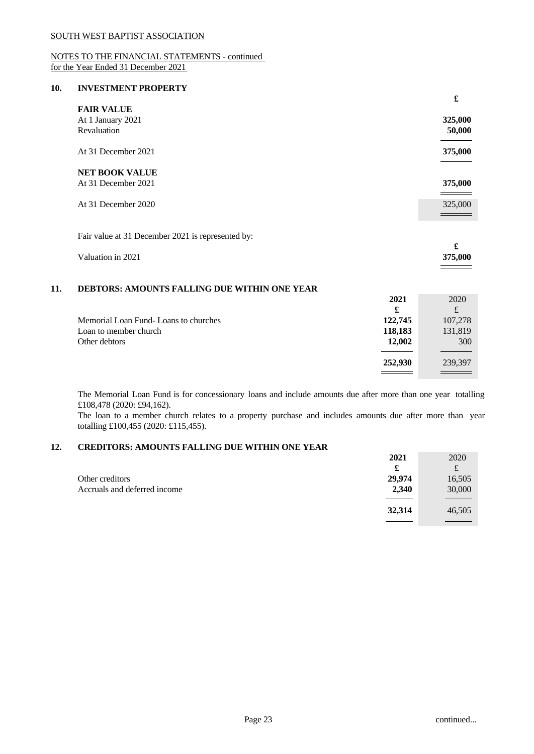SOUTH WEST BAPTIST ASSOCIATION

NOTES TO THE FINANCIAL STATEMENTS - continued
for the Year Ended 31 December 2021

## 10. INVESTMENT PROPERTY

| | £ |
|---|---|
| **FAIR VALUE** | |
| At 1 January 2021 | **325,000** |
| Revaluation | **50,000** |
| At 31 December 2021 | **375,000** |
| **NET BOOK VALUE** | |
| At 31 December 2021 | **375,000** |
| At 31 December 2020 | 325,000 |

Fair value at 31 December 2021 is represented by:

| | £ |
|---|---|
| Valuation in 2021 | **375,000** |

## 11. DEBTORS: AMOUNTS FALLING DUE WITHIN ONE YEAR

| | 2021 | 2020 |
|---|---|---|
| | £ | £ |
| Memorial Loan Fund- Loans to churches | **122,745** | 107,278 |
| Loan to member church | **118,183** | 131,819 |
| Other debtors | **12,002** | 300 |
| | **252,930** | 239,397 |

The Memorial Loan Fund is for concessionary loans and include amounts due after more than one year totalling £108,478 (2020: £94,162).
The loan to a member church relates to a property purchase and includes amounts due after more than year totalling £100,455 (2020: £115,455).

## 12. CREDITORS: AMOUNTS FALLING DUE WITHIN ONE YEAR

| | 2021 | 2020 |
|---|---|---|
| | £ | £ |
| Other creditors | **29,974** | 16,505 |
| Accruals and deferred income | **2,340** | 30,000 |
| | **32,314** | 46,505 |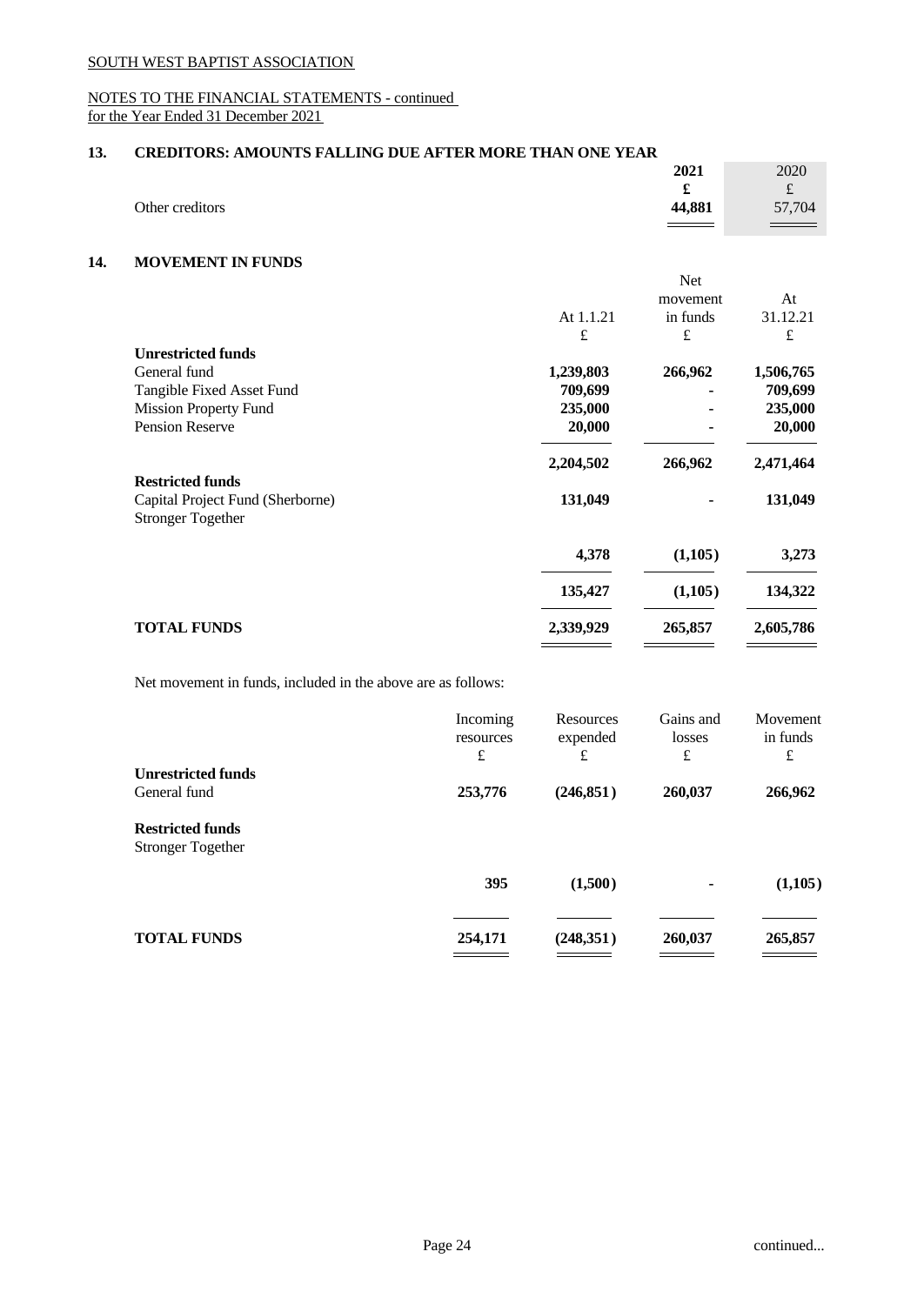SOUTH WEST BAPTIST ASSOCIATION

NOTES TO THE FINANCIAL STATEMENTS - continued
for the Year Ended 31 December 2021

## 13. CREDITORS: AMOUNTS FALLING DUE AFTER MORE THAN ONE YEAR

| | 2021 | 2020 |
|---|---|---|
| | £ | £ |
| Other creditors | **44,881** | 57,704 |

## 14. MOVEMENT IN FUNDS

| | At 1.1.21 | Net movement in funds | At 31.12.21 |
|---|---|---|---|
| | £ | £ | £ |
| **Unrestricted funds** | | | |
| General fund | **1,239,803** | **266,962** | **1,506,765** |
| Tangible Fixed Asset Fund | **709,699** | **-** | **709,699** |
| Mission Property Fund | **235,000** | **-** | **235,000** |
| Pension Reserve | **20,000** | **-** | **20,000** |
| | **2,204,502** | **266,962** | **2,471,464** |
| **Restricted funds** | | | |
| Capital Project Fund (Sherborne) | **131,049** | **-** | **131,049** |
| Stronger Together | **4,378** | **(1,105)** | **3,273** |
| | **135,427** | **(1,105)** | **134,322** |
| **TOTAL FUNDS** | **2,339,929** | **265,857** | **2,605,786** |

Net movement in funds, included in the above are as follows:

| | Incoming resources | Resources expended | Gains and losses | Movement in funds |
|---|---|---|---|---|
| | £ | £ | £ | £ |
| **Unrestricted funds** | | | | |
| General fund | **253,776** | **(246,851)** | **260,037** | **266,962** |
| **Restricted funds** | | | | |
| Stronger Together | **395** | **(1,500)** | **-** | **(1,105)** |
| **TOTAL FUNDS** | **254,171** | **(248,351)** | **260,037** | **265,857** |

continued...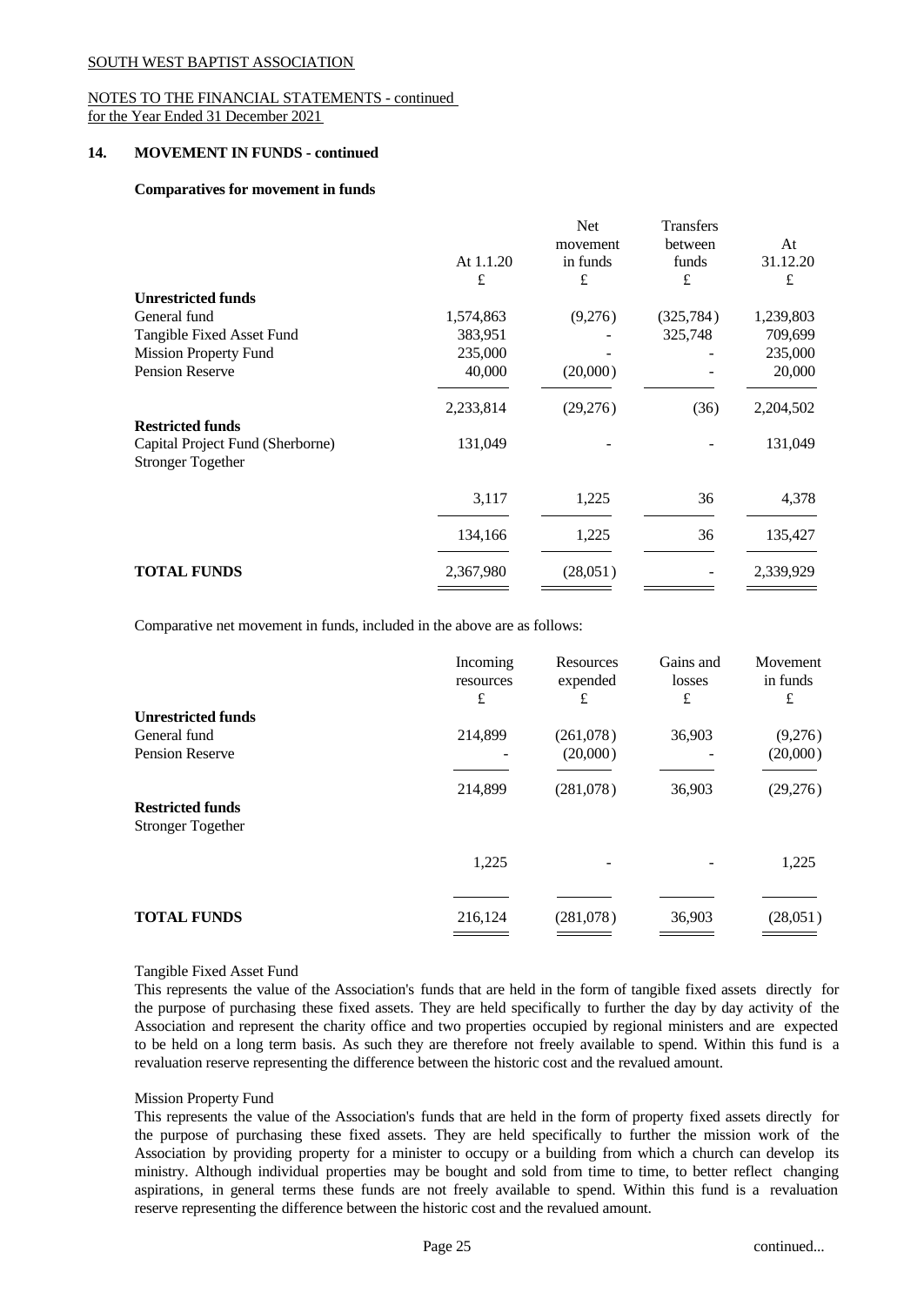SOUTH WEST BAPTIST ASSOCIATION

NOTES TO THE FINANCIAL STATEMENTS - continued
for the Year Ended 31 December 2021

## 14. MOVEMENT IN FUNDS - continued

### Comparatives for movement in funds

| | At 1.1.20<br>£ | Net movement in funds<br>£ | Transfers between funds<br>£ | At 31.12.20<br>£ |
|---|---|---|---|---|
| **Unrestricted funds** | | | | |
| General fund | 1,574,863 | (9,276) | (325,784) | 1,239,803 |
| Tangible Fixed Asset Fund | 383,951 | - | 325,748 | 709,699 |
| Mission Property Fund | 235,000 | - | - | 235,000 |
| Pension Reserve | 40,000 | (20,000) | - | 20,000 |
| | 2,233,814 | (29,276) | (36) | 2,204,502 |
| **Restricted funds** | | | | |
| Capital Project Fund (Sherborne) | 131,049 | - | - | 131,049 |
| Stronger Together | | | | |
| | 3,117 | 1,225 | 36 | 4,378 |
| | 134,166 | 1,225 | 36 | 135,427 |
| **TOTAL FUNDS** | 2,367,980 | (28,051) | - | 2,339,929 |

Comparative net movement in funds, included in the above are as follows:

| | Incoming resources<br>£ | Resources expended<br>£ | Gains and losses<br>£ | Movement in funds<br>£ |
|---|---|---|---|---|
| **Unrestricted funds** | | | | |
| General fund | 214,899 | (261,078) | 36,903 | (9,276) |
| Pension Reserve | - | (20,000) | - | (20,000) |
| | 214,899 | (281,078) | 36,903 | (29,276) |
| **Restricted funds** | | | | |
| Stronger Together | | | | |
| | 1,225 | - | - | 1,225 |
| **TOTAL FUNDS** | 216,124 | (281,078) | 36,903 | (28,051) |

Tangible Fixed Asset Fund

This represents the value of the Association's funds that are held in the form of tangible fixed assets directly for the purpose of purchasing these fixed assets. They are held specifically to further the day by day activity of the Association and represent the charity office and two properties occupied by regional ministers and are expected to be held on a long term basis. As such they are therefore not freely available to spend. Within this fund is a revaluation reserve representing the difference between the historic cost and the revalued amount.

Mission Property Fund

This represents the value of the Association's funds that are held in the form of property fixed assets directly for the purpose of purchasing these fixed assets. They are held specifically to further the mission work of the Association by providing property for a minister to occupy or a building from which a church can develop its ministry. Although individual properties may be bought and sold from time to time, to better reflect changing aspirations, in general terms these funds are not freely available to spend. Within this fund is a revaluation reserve representing the difference between the historic cost and the revalued amount.

continued...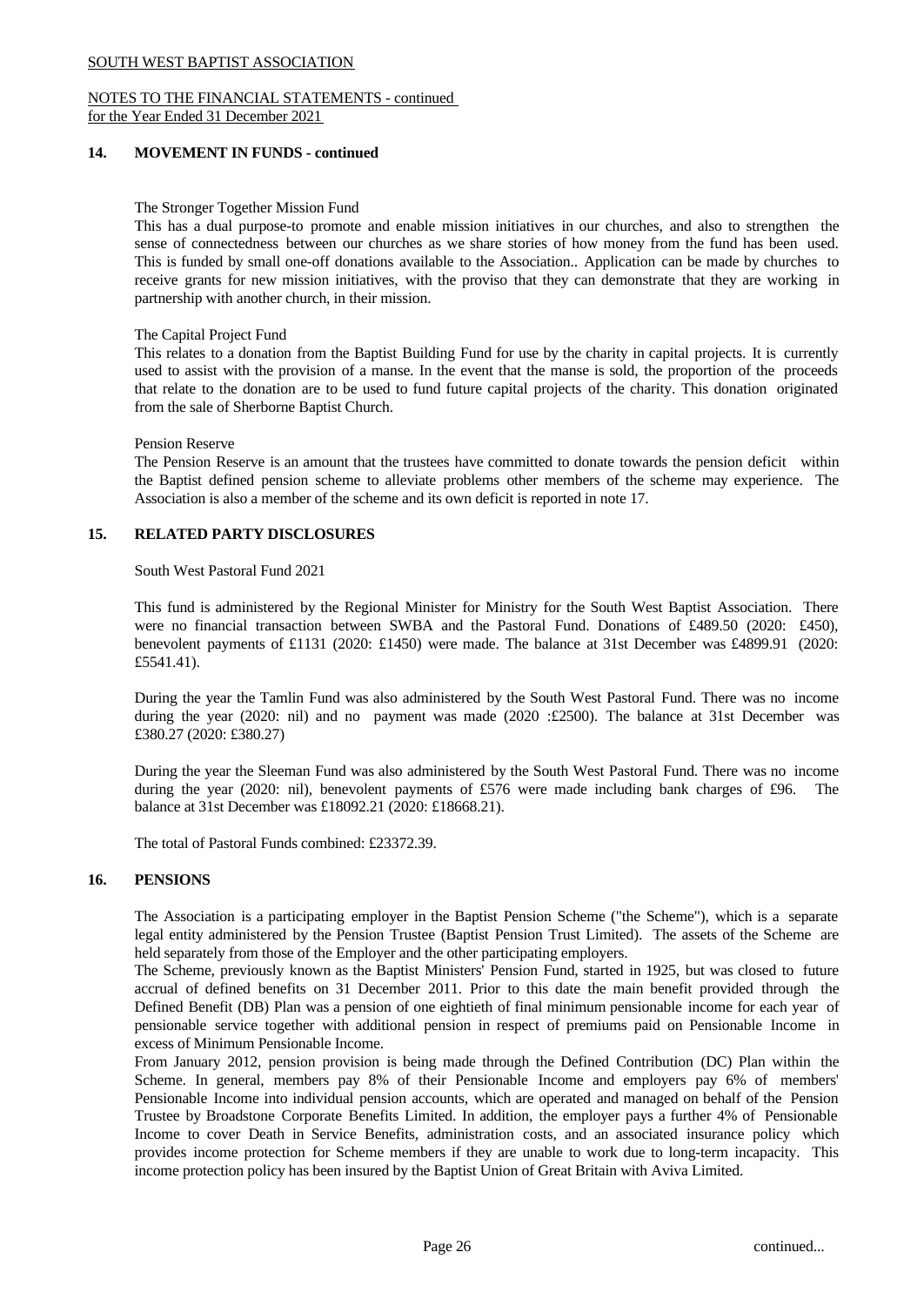## 14. MOVEMENT IN FUNDS - continued

The Stronger Together Mission Fund

This has a dual purpose-to promote and enable mission initiatives in our churches, and also to strengthen the sense of connectedness between our churches as we share stories of how money from the fund has been used. This is funded by small one-off donations available to the Association.. Application can be made by churches to receive grants for new mission initiatives, with the proviso that they can demonstrate that they are working in partnership with another church, in their mission.

The Capital Project Fund

This relates to a donation from the Baptist Building Fund for use by the charity in capital projects. It is currently used to assist with the provision of a manse. In the event that the manse is sold, the proportion of the proceeds that relate to the donation are to be used to fund future capital projects of the charity. This donation originated from the sale of Sherborne Baptist Church.

Pension Reserve

The Pension Reserve is an amount that the trustees have committed to donate towards the pension deficit within the Baptist defined pension scheme to alleviate problems other members of the scheme may experience. The Association is also a member of the scheme and its own deficit is reported in note 17.

## 15. RELATED PARTY DISCLOSURES

South West Pastoral Fund 2021

This fund is administered by the Regional Minister for Ministry for the South West Baptist Association. There were no financial transaction between SWBA and the Pastoral Fund. Donations of £489.50 (2020: £450), benevolent payments of £1131 (2020: £1450) were made. The balance at 31st December was £4899.91 (2020: £5541.41).

During the year the Tamlin Fund was also administered by the South West Pastoral Fund. There was no income during the year (2020: nil) and no payment was made (2020 :£2500). The balance at 31st December was £380.27 (2020: £380.27)

During the year the Sleeman Fund was also administered by the South West Pastoral Fund. There was no income during the year (2020: nil), benevolent payments of £576 were made including bank charges of £96. The balance at 31st December was £18092.21 (2020: £18668.21).

The total of Pastoral Funds combined: £23372.39.

## 16. PENSIONS

The Association is a participating employer in the Baptist Pension Scheme ("the Scheme"), which is a separate legal entity administered by the Pension Trustee (Baptist Pension Trust Limited). The assets of the Scheme are held separately from those of the Employer and the other participating employers.

The Scheme, previously known as the Baptist Ministers' Pension Fund, started in 1925, but was closed to future accrual of defined benefits on 31 December 2011. Prior to this date the main benefit provided through the Defined Benefit (DB) Plan was a pension of one eightieth of final minimum pensionable income for each year of pensionable service together with additional pension in respect of premiums paid on Pensionable Income in excess of Minimum Pensionable Income.

From January 2012, pension provision is being made through the Defined Contribution (DC) Plan within the Scheme. In general, members pay 8% of their Pensionable Income and employers pay 6% of members' Pensionable Income into individual pension accounts, which are operated and managed on behalf of the Pension Trustee by Broadstone Corporate Benefits Limited. In addition, the employer pays a further 4% of Pensionable Income to cover Death in Service Benefits, administration costs, and an associated insurance policy which provides income protection for Scheme members if they are unable to work due to long-term incapacity. This income protection policy has been insured by the Baptist Union of Great Britain with Aviva Limited.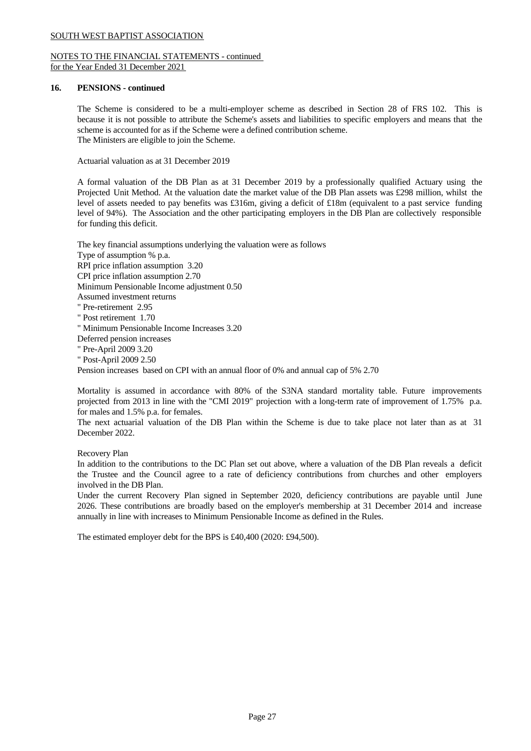SOUTH WEST BAPTIST ASSOCIATION

NOTES TO THE FINANCIAL STATEMENTS - continued
for the Year Ended 31 December 2021

### 16. PENSIONS - continued

The Scheme is considered to be a multi-employer scheme as described in Section 28 of FRS 102. This is because it is not possible to attribute the Scheme's assets and liabilities to specific employers and means that the scheme is accounted for as if the Scheme were a defined contribution scheme.
The Ministers are eligible to join the Scheme.

Actuarial valuation as at 31 December 2019

A formal valuation of the DB Plan as at 31 December 2019 by a professionally qualified Actuary using the Projected Unit Method. At the valuation date the market value of the DB Plan assets was £298 million, whilst the level of assets needed to pay benefits was £316m, giving a deficit of £18m (equivalent to a past service funding level of 94%). The Association and the other participating employers in the DB Plan are collectively responsible for funding this deficit.

The key financial assumptions underlying the valuation were as follows
Type of assumption % p.a.
RPI price inflation assumption 3.20
CPI price inflation assumption 2.70
Minimum Pensionable Income adjustment 0.50
Assumed investment returns
" Pre-retirement 2.95
" Post retirement 1.70
" Minimum Pensionable Income Increases 3.20
Deferred pension increases
" Pre-April 2009 3.20
" Post-April 2009 2.50
Pension increases based on CPI with an annual floor of 0% and annual cap of 5% 2.70

Mortality is assumed in accordance with 80% of the S3NA standard mortality table. Future improvements projected from 2013 in line with the "CMI 2019" projection with a long-term rate of improvement of 1.75% p.a. for males and 1.5% p.a. for females.
The next actuarial valuation of the DB Plan within the Scheme is due to take place not later than as at 31 December 2022.

Recovery Plan
In addition to the contributions to the DC Plan set out above, where a valuation of the DB Plan reveals a deficit the Trustee and the Council agree to a rate of deficiency contributions from churches and other employers involved in the DB Plan.
Under the current Recovery Plan signed in September 2020, deficiency contributions are payable until June 2026. These contributions are broadly based on the employer's membership at 31 December 2014 and increase annually in line with increases to Minimum Pensionable Income as defined in the Rules.

The estimated employer debt for the BPS is £40,400 (2020: £94,500).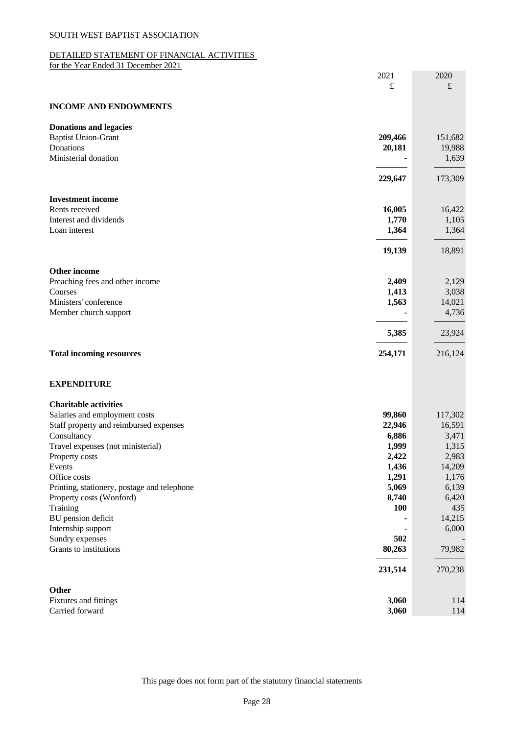SOUTH WEST BAPTIST ASSOCIATION

DETAILED STATEMENT OF FINANCIAL ACTIVITIES
for the Year Ended 31 December 2021

| | 2021 £ | 2020 £ |
|---|---|---|
| **INCOME AND ENDOWMENTS** | | |
| **Donations and legacies** | | |
| Baptist Union-Grant | **209,466** | 151,682 |
| Donations | **20,181** | 19,988 |
| Ministerial donation | **-** | 1,639 |
| | **229,647** | 173,309 |
| **Investment income** | | |
| Rents received | **16,005** | 16,422 |
| Interest and dividends | **1,770** | 1,105 |
| Loan interest | **1,364** | 1,364 |
| | **19,139** | 18,891 |
| **Other income** | | |
| Preaching fees and other income | **2,409** | 2,129 |
| Courses | **1,413** | 3,038 |
| Ministers' conference | **1,563** | 14,021 |
| Member church support | **-** | 4,736 |
| | **5,385** | 23,924 |
| **Total incoming resources** | **254,171** | 216,124 |
| **EXPENDITURE** | | |
| **Charitable activities** | | |
| Salaries and employment costs | **99,860** | 117,302 |
| Staff property and reimbursed expenses | **22,946** | 16,591 |
| Consultancy | **6,886** | 3,471 |
| Travel expenses (not ministerial) | **1,999** | 1,315 |
| Property costs | **2,422** | 2,983 |
| Events | **1,436** | 14,209 |
| Office costs | **1,291** | 1,176 |
| Printing, stationery, postage and telephone | **5,069** | 6,139 |
| Property costs (Wonford) | **8,740** | 6,420 |
| Training | **100** | 435 |
| BU pension deficit | **-** | 14,215 |
| Internship support | **-** | 6,000 |
| Sundry expenses | **502** | - |
| Grants to institutions | **80,263** | 79,982 |
| | **231,514** | 270,238 |
| **Other** | | |
| Fixtures and fittings | **3,060** | 114 |
| Carried forward | **3,060** | 114 |

This page does not form part of the statutory financial statements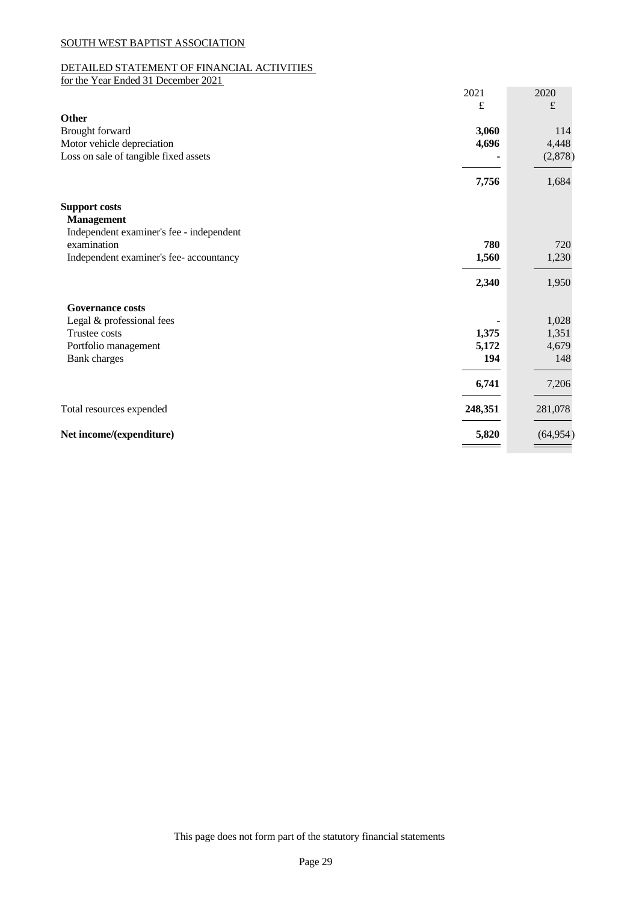SOUTH WEST BAPTIST ASSOCIATION

DETAILED STATEMENT OF FINANCIAL ACTIVITIES
for the Year Ended 31 December 2021

| | 2021 | 2020 |
|---|---|---|
| | £ | £ |
| **Other** | | |
| Brought forward | **3,060** | 114 |
| Motor vehicle depreciation | **4,696** | 4,448 |
| Loss on sale of tangible fixed assets | **-** | (2,878) |
| | **7,756** | 1,684 |
| **Support costs** | | |
| **Management** | | |
| Independent examiner's fee - independent examination | **780** | 720 |
| Independent examiner's fee- accountancy | **1,560** | 1,230 |
| | **2,340** | 1,950 |
| **Governance costs** | | |
| Legal & professional fees | **-** | 1,028 |
| Trustee costs | **1,375** | 1,351 |
| Portfolio management | **5,172** | 4,679 |
| Bank charges | **194** | 148 |
| | **6,741** | 7,206 |
| Total resources expended | **248,351** | 281,078 |
| **Net income/(expenditure)** | **5,820** | (64,954) |

This page does not form part of the statutory financial statements